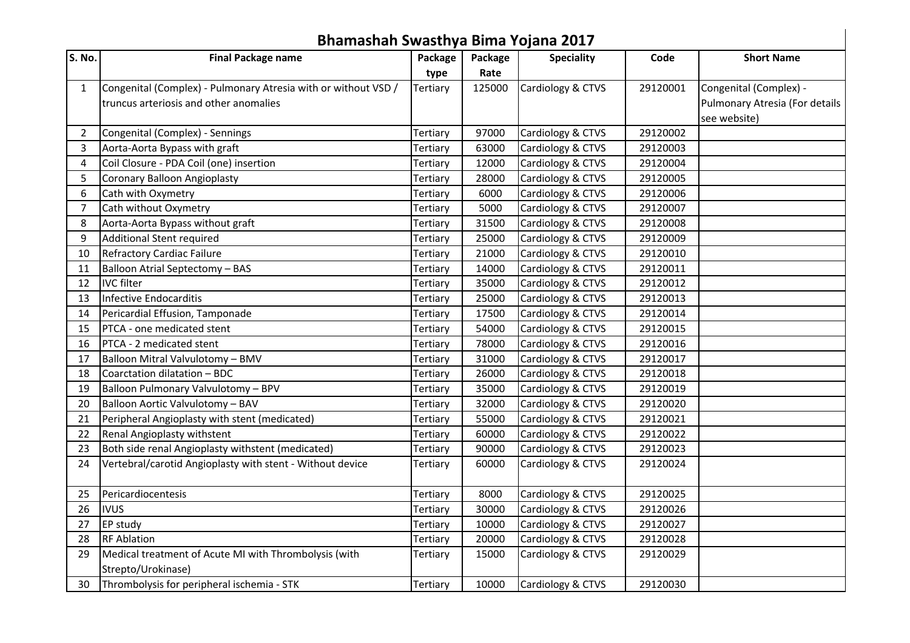# Bhamashah Swasthya Bima Yojana 2017

| S. No. | Final Package name | Package type | Package Rate | Speciality | Code | Short Name |
|---|---|---|---|---|---|---|
| 1 | Congenital (Complex) - Pulmonary Atresia with or without VSD / truncus arteriosis and other anomalies | Tertiary | 125000 | Cardiology & CTVS | 29120001 | Congenital (Complex) - Pulmonary Atresia (For details see website) |
| 2 | Congenital (Complex) - Sennings | Tertiary | 97000 | Cardiology & CTVS | 29120002 | |
| 3 | Aorta-Aorta Bypass with graft | Tertiary | 63000 | Cardiology & CTVS | 29120003 | |
| 4 | Coil Closure - PDA Coil (one) insertion | Tertiary | 12000 | Cardiology & CTVS | 29120004 | |
| 5 | Coronary Balloon Angioplasty | Tertiary | 28000 | Cardiology & CTVS | 29120005 | |
| 6 | Cath with Oxymetry | Tertiary | 6000 | Cardiology & CTVS | 29120006 | |
| 7 | Cath without Oxymetry | Tertiary | 5000 | Cardiology & CTVS | 29120007 | |
| 8 | Aorta-Aorta Bypass without graft | Tertiary | 31500 | Cardiology & CTVS | 29120008 | |
| 9 | Additional Stent required | Tertiary | 25000 | Cardiology & CTVS | 29120009 | |
| 10 | Refractory Cardiac Failure | Tertiary | 21000 | Cardiology & CTVS | 29120010 | |
| 11 | Balloon Atrial Septectomy – BAS | Tertiary | 14000 | Cardiology & CTVS | 29120011 | |
| 12 | IVC filter | Tertiary | 35000 | Cardiology & CTVS | 29120012 | |
| 13 | Infective Endocarditis | Tertiary | 25000 | Cardiology & CTVS | 29120013 | |
| 14 | Pericardial Effusion, Tamponade | Tertiary | 17500 | Cardiology & CTVS | 29120014 | |
| 15 | PTCA - one medicated stent | Tertiary | 54000 | Cardiology & CTVS | 29120015 | |
| 16 | PTCA - 2 medicated stent | Tertiary | 78000 | Cardiology & CTVS | 29120016 | |
| 17 | Balloon Mitral Valvulotomy – BMV | Tertiary | 31000 | Cardiology & CTVS | 29120017 | |
| 18 | Coarctation dilatation – BDC | Tertiary | 26000 | Cardiology & CTVS | 29120018 | |
| 19 | Balloon Pulmonary Valvulotomy – BPV | Tertiary | 35000 | Cardiology & CTVS | 29120019 | |
| 20 | Balloon Aortic Valvulotomy – BAV | Tertiary | 32000 | Cardiology & CTVS | 29120020 | |
| 21 | Peripheral Angioplasty with stent (medicated) | Tertiary | 55000 | Cardiology & CTVS | 29120021 | |
| 22 | Renal Angioplasty withstent | Tertiary | 60000 | Cardiology & CTVS | 29120022 | |
| 23 | Both side renal Angioplasty withstent (medicated) | Tertiary | 90000 | Cardiology & CTVS | 29120023 | |
| 24 | Vertebral/carotid Angioplasty with stent - Without device | Tertiary | 60000 | Cardiology & CTVS | 29120024 | |
| 25 | Pericardiocentesis | Tertiary | 8000 | Cardiology & CTVS | 29120025 | |
| 26 | IVUS | Tertiary | 30000 | Cardiology & CTVS | 29120026 | |
| 27 | EP study | Tertiary | 10000 | Cardiology & CTVS | 29120027 | |
| 28 | RF Ablation | Tertiary | 20000 | Cardiology & CTVS | 29120028 | |
| 29 | Medical treatment of Acute MI with Thrombolysis (with Strepto/Urokinase) | Tertiary | 15000 | Cardiology & CTVS | 29120029 | |
| 30 | Thrombolysis for peripheral ischemia - STK | Tertiary | 10000 | Cardiology & CTVS | 29120030 | |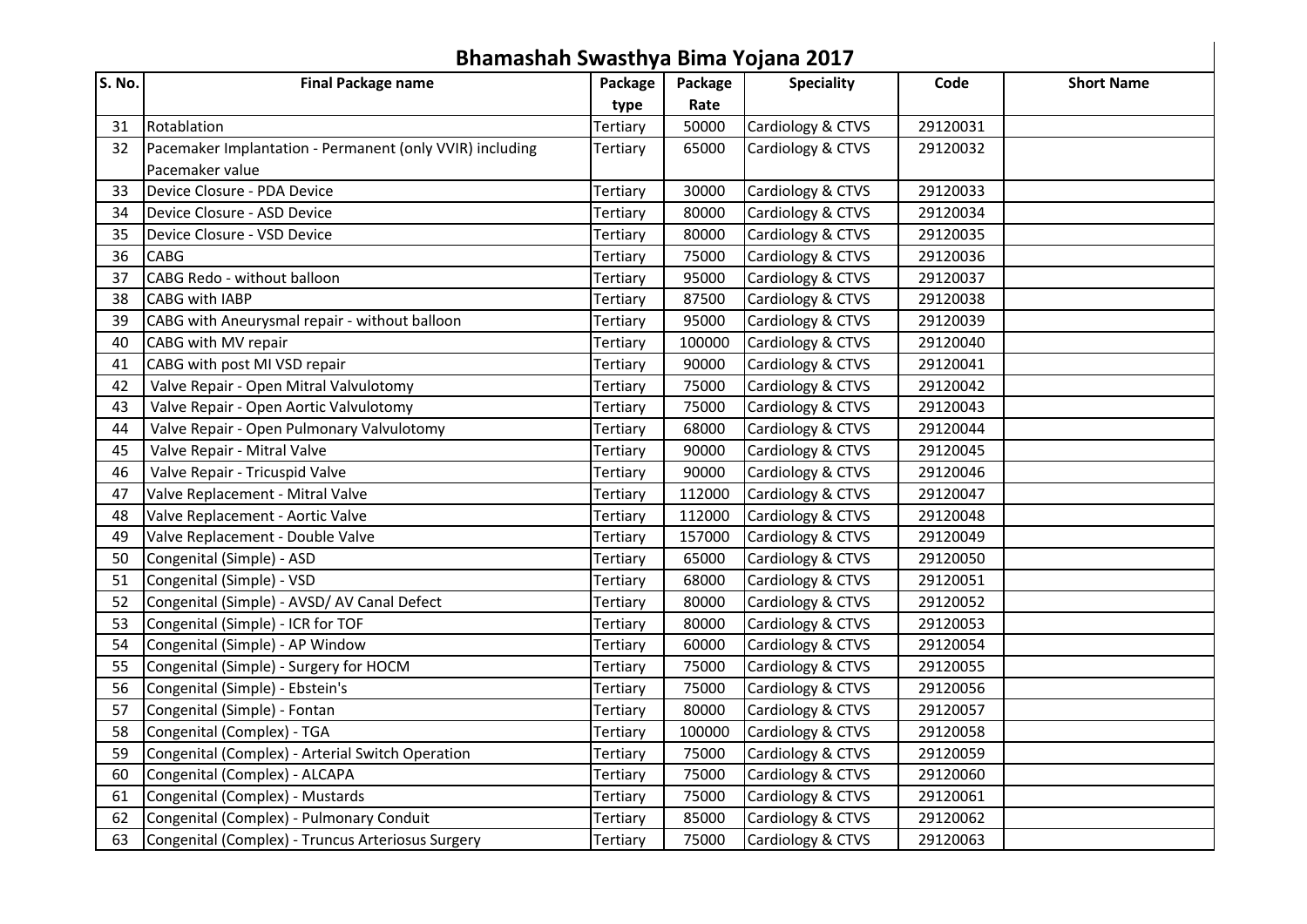# Bhamashah Swasthya Bima Yojana 2017

| S. No. | Final Package name | Package type | Package Rate | Speciality | Code | Short Name |
|---|---|---|---|---|---|---|
| 31 | Rotablation | Tertiary | 50000 | Cardiology & CTVS | 29120031 | |
| 32 | Pacemaker Implantation - Permanent (only VVIR) including Pacemaker value | Tertiary | 65000 | Cardiology & CTVS | 29120032 | |
| 33 | Device Closure - PDA Device | Tertiary | 30000 | Cardiology & CTVS | 29120033 | |
| 34 | Device Closure - ASD Device | Tertiary | 80000 | Cardiology & CTVS | 29120034 | |
| 35 | Device Closure - VSD Device | Tertiary | 80000 | Cardiology & CTVS | 29120035 | |
| 36 | CABG | Tertiary | 75000 | Cardiology & CTVS | 29120036 | |
| 37 | CABG Redo - without balloon | Tertiary | 95000 | Cardiology & CTVS | 29120037 | |
| 38 | CABG with IABP | Tertiary | 87500 | Cardiology & CTVS | 29120038 | |
| 39 | CABG with Aneurysmal repair - without balloon | Tertiary | 95000 | Cardiology & CTVS | 29120039 | |
| 40 | CABG with MV repair | Tertiary | 100000 | Cardiology & CTVS | 29120040 | |
| 41 | CABG with post MI VSD repair | Tertiary | 90000 | Cardiology & CTVS | 29120041 | |
| 42 | Valve Repair - Open Mitral Valvulotomy | Tertiary | 75000 | Cardiology & CTVS | 29120042 | |
| 43 | Valve Repair - Open Aortic Valvulotomy | Tertiary | 75000 | Cardiology & CTVS | 29120043 | |
| 44 | Valve Repair - Open Pulmonary Valvulotomy | Tertiary | 68000 | Cardiology & CTVS | 29120044 | |
| 45 | Valve Repair - Mitral Valve | Tertiary | 90000 | Cardiology & CTVS | 29120045 | |
| 46 | Valve Repair - Tricuspid Valve | Tertiary | 90000 | Cardiology & CTVS | 29120046 | |
| 47 | Valve Replacement - Mitral Valve | Tertiary | 112000 | Cardiology & CTVS | 29120047 | |
| 48 | Valve Replacement - Aortic Valve | Tertiary | 112000 | Cardiology & CTVS | 29120048 | |
| 49 | Valve Replacement - Double Valve | Tertiary | 157000 | Cardiology & CTVS | 29120049 | |
| 50 | Congenital (Simple) - ASD | Tertiary | 65000 | Cardiology & CTVS | 29120050 | |
| 51 | Congenital (Simple) - VSD | Tertiary | 68000 | Cardiology & CTVS | 29120051 | |
| 52 | Congenital (Simple) - AVSD/ AV Canal Defect | Tertiary | 80000 | Cardiology & CTVS | 29120052 | |
| 53 | Congenital (Simple) - ICR for TOF | Tertiary | 80000 | Cardiology & CTVS | 29120053 | |
| 54 | Congenital (Simple) - AP Window | Tertiary | 60000 | Cardiology & CTVS | 29120054 | |
| 55 | Congenital (Simple) - Surgery for HOCM | Tertiary | 75000 | Cardiology & CTVS | 29120055 | |
| 56 | Congenital (Simple) - Ebstein's | Tertiary | 75000 | Cardiology & CTVS | 29120056 | |
| 57 | Congenital (Simple) - Fontan | Tertiary | 80000 | Cardiology & CTVS | 29120057 | |
| 58 | Congenital (Complex) - TGA | Tertiary | 100000 | Cardiology & CTVS | 29120058 | |
| 59 | Congenital (Complex) - Arterial Switch Operation | Tertiary | 75000 | Cardiology & CTVS | 29120059 | |
| 60 | Congenital (Complex) - ALCAPA | Tertiary | 75000 | Cardiology & CTVS | 29120060 | |
| 61 | Congenital (Complex) - Mustards | Tertiary | 75000 | Cardiology & CTVS | 29120061 | |
| 62 | Congenital (Complex) - Pulmonary Conduit | Tertiary | 85000 | Cardiology & CTVS | 29120062 | |
| 63 | Congenital (Complex) - Truncus Arteriosus Surgery | Tertiary | 75000 | Cardiology & CTVS | 29120063 | |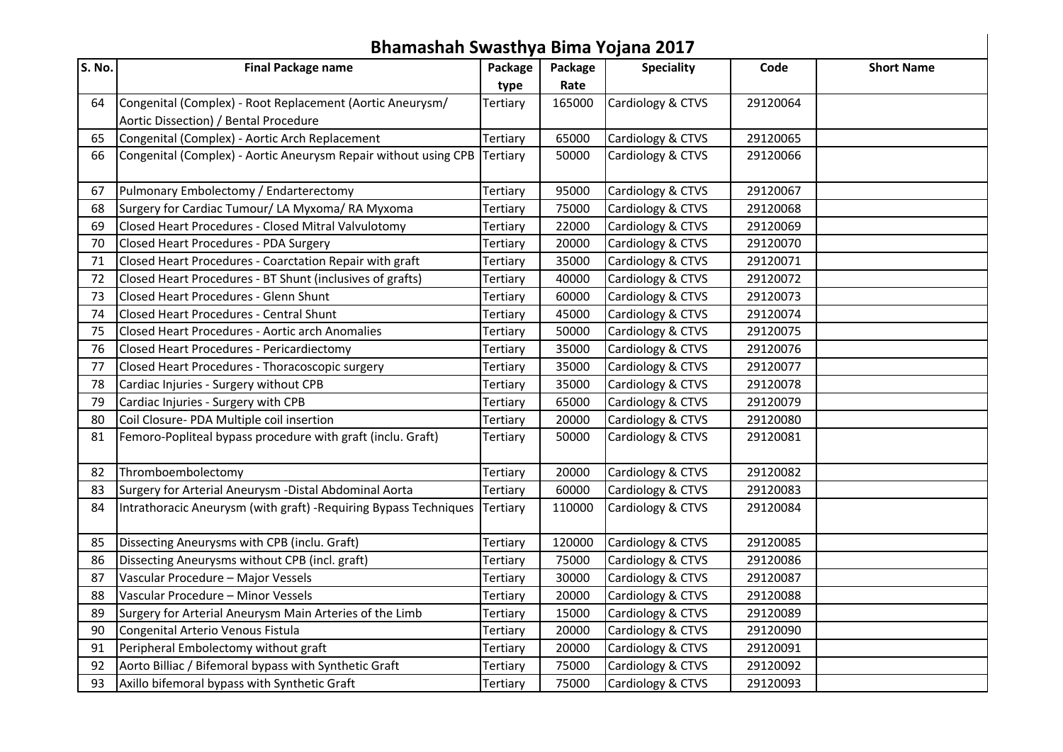# Bhamashah Swasthya Bima Yojana 2017

| S. No. | Final Package name | Package type | Package Rate | Speciality | Code | Short Name |
|---|---|---|---|---|---|---|
| 64 | Congenital (Complex) - Root Replacement (Aortic Aneurysm/ Aortic Dissection) / Bental Procedure | Tertiary | 165000 | Cardiology & CTVS | 29120064 | |
| 65 | Congenital (Complex) - Aortic Arch Replacement | Tertiary | 65000 | Cardiology & CTVS | 29120065 | |
| 66 | Congenital (Complex) - Aortic Aneurysm Repair without using CPB | Tertiary | 50000 | Cardiology & CTVS | 29120066 | |
| 67 | Pulmonary Embolectomy / Endarterectomy | Tertiary | 95000 | Cardiology & CTVS | 29120067 | |
| 68 | Surgery for Cardiac Tumour/ LA Myxoma/ RA Myxoma | Tertiary | 75000 | Cardiology & CTVS | 29120068 | |
| 69 | Closed Heart Procedures - Closed Mitral Valvulotomy | Tertiary | 22000 | Cardiology & CTVS | 29120069 | |
| 70 | Closed Heart Procedures - PDA Surgery | Tertiary | 20000 | Cardiology & CTVS | 29120070 | |
| 71 | Closed Heart Procedures - Coarctation Repair with graft | Tertiary | 35000 | Cardiology & CTVS | 29120071 | |
| 72 | Closed Heart Procedures - BT Shunt (inclusives of grafts) | Tertiary | 40000 | Cardiology & CTVS | 29120072 | |
| 73 | Closed Heart Procedures - Glenn Shunt | Tertiary | 60000 | Cardiology & CTVS | 29120073 | |
| 74 | Closed Heart Procedures - Central Shunt | Tertiary | 45000 | Cardiology & CTVS | 29120074 | |
| 75 | Closed Heart Procedures - Aortic arch Anomalies | Tertiary | 50000 | Cardiology & CTVS | 29120075 | |
| 76 | Closed Heart Procedures - Pericardiectomy | Tertiary | 35000 | Cardiology & CTVS | 29120076 | |
| 77 | Closed Heart Procedures - Thoracoscopic surgery | Tertiary | 35000 | Cardiology & CTVS | 29120077 | |
| 78 | Cardiac Injuries - Surgery without CPB | Tertiary | 35000 | Cardiology & CTVS | 29120078 | |
| 79 | Cardiac Injuries - Surgery with CPB | Tertiary | 65000 | Cardiology & CTVS | 29120079 | |
| 80 | Coil Closure- PDA Multiple coil insertion | Tertiary | 20000 | Cardiology & CTVS | 29120080 | |
| 81 | Femoro-Popliteal bypass procedure with graft (inclu. Graft) | Tertiary | 50000 | Cardiology & CTVS | 29120081 | |
| 82 | Thromboembolectomy | Tertiary | 20000 | Cardiology & CTVS | 29120082 | |
| 83 | Surgery for Arterial Aneurysm -Distal Abdominal Aorta | Tertiary | 60000 | Cardiology & CTVS | 29120083 | |
| 84 | Intrathoracic Aneurysm (with graft) -Requiring Bypass Techniques | Tertiary | 110000 | Cardiology & CTVS | 29120084 | |
| 85 | Dissecting Aneurysms with CPB (inclu. Graft) | Tertiary | 120000 | Cardiology & CTVS | 29120085 | |
| 86 | Dissecting Aneurysms without CPB (incl. graft) | Tertiary | 75000 | Cardiology & CTVS | 29120086 | |
| 87 | Vascular Procedure – Major Vessels | Tertiary | 30000 | Cardiology & CTVS | 29120087 | |
| 88 | Vascular Procedure – Minor Vessels | Tertiary | 20000 | Cardiology & CTVS | 29120088 | |
| 89 | Surgery for Arterial Aneurysm Main Arteries of the Limb | Tertiary | 15000 | Cardiology & CTVS | 29120089 | |
| 90 | Congenital Arterio Venous Fistula | Tertiary | 20000 | Cardiology & CTVS | 29120090 | |
| 91 | Peripheral Embolectomy without graft | Tertiary | 20000 | Cardiology & CTVS | 29120091 | |
| 92 | Aorto Billiac / Bifemoral bypass with Synthetic Graft | Tertiary | 75000 | Cardiology & CTVS | 29120092 | |
| 93 | Axillo bifemoral bypass with Synthetic Graft | Tertiary | 75000 | Cardiology & CTVS | 29120093 | |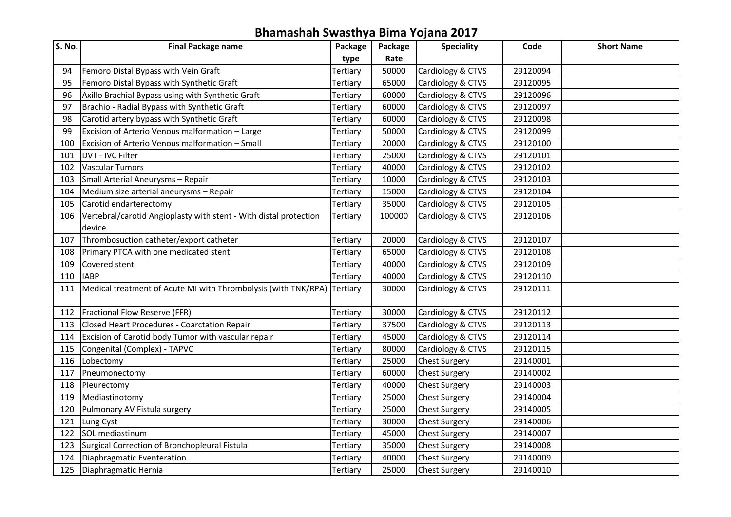# Bhamashah Swasthya Bima Yojana 2017

| S. No. | Final Package name | Package type | Package Rate | Speciality | Code | Short Name |
|---|---|---|---|---|---|---|
| 94 | Femoro Distal Bypass with Vein Graft | Tertiary | 50000 | Cardiology & CTVS | 29120094 | |
| 95 | Femoro Distal Bypass with Synthetic Graft | Tertiary | 65000 | Cardiology & CTVS | 29120095 | |
| 96 | Axillo Brachial Bypass using with Synthetic Graft | Tertiary | 60000 | Cardiology & CTVS | 29120096 | |
| 97 | Brachio - Radial Bypass with Synthetic Graft | Tertiary | 60000 | Cardiology & CTVS | 29120097 | |
| 98 | Carotid artery bypass with Synthetic Graft | Tertiary | 60000 | Cardiology & CTVS | 29120098 | |
| 99 | Excision of Arterio Venous malformation – Large | Tertiary | 50000 | Cardiology & CTVS | 29120099 | |
| 100 | Excision of Arterio Venous malformation – Small | Tertiary | 20000 | Cardiology & CTVS | 29120100 | |
| 101 | DVT - IVC Filter | Tertiary | 25000 | Cardiology & CTVS | 29120101 | |
| 102 | Vascular Tumors | Tertiary | 40000 | Cardiology & CTVS | 29120102 | |
| 103 | Small Arterial Aneurysms – Repair | Tertiary | 10000 | Cardiology & CTVS | 29120103 | |
| 104 | Medium size arterial aneurysms – Repair | Tertiary | 15000 | Cardiology & CTVS | 29120104 | |
| 105 | Carotid endarterectomy | Tertiary | 35000 | Cardiology & CTVS | 29120105 | |
| 106 | Vertebral/carotid Angioplasty with stent - With distal protection device | Tertiary | 100000 | Cardiology & CTVS | 29120106 | |
| 107 | Thrombosuction catheter/export catheter | Tertiary | 20000 | Cardiology & CTVS | 29120107 | |
| 108 | Primary PTCA with one medicated stent | Tertiary | 65000 | Cardiology & CTVS | 29120108 | |
| 109 | Covered stent | Tertiary | 40000 | Cardiology & CTVS | 29120109 | |
| 110 | IABP | Tertiary | 40000 | Cardiology & CTVS | 29120110 | |
| 111 | Medical treatment of Acute MI with Thrombolysis (with TNK/RPA) | Tertiary | 30000 | Cardiology & CTVS | 29120111 | |
| 112 | Fractional Flow Reserve (FFR) | Tertiary | 30000 | Cardiology & CTVS | 29120112 | |
| 113 | Closed Heart Procedures - Coarctation Repair | Tertiary | 37500 | Cardiology & CTVS | 29120113 | |
| 114 | Excision of Carotid body Tumor with vascular repair | Tertiary | 45000 | Cardiology & CTVS | 29120114 | |
| 115 | Congenital (Complex) - TAPVC | Tertiary | 80000 | Cardiology & CTVS | 29120115 | |
| 116 | Lobectomy | Tertiary | 25000 | Chest Surgery | 29140001 | |
| 117 | Pneumonectomy | Tertiary | 60000 | Chest Surgery | 29140002 | |
| 118 | Pleurectomy | Tertiary | 40000 | Chest Surgery | 29140003 | |
| 119 | Mediastinotomy | Tertiary | 25000 | Chest Surgery | 29140004 | |
| 120 | Pulmonary AV Fistula surgery | Tertiary | 25000 | Chest Surgery | 29140005 | |
| 121 | Lung Cyst | Tertiary | 30000 | Chest Surgery | 29140006 | |
| 122 | SOL mediastinum | Tertiary | 45000 | Chest Surgery | 29140007 | |
| 123 | Surgical Correction of Bronchopleural Fistula | Tertiary | 35000 | Chest Surgery | 29140008 | |
| 124 | Diaphragmatic Eventeration | Tertiary | 40000 | Chest Surgery | 29140009 | |
| 125 | Diaphragmatic Hernia | Tertiary | 25000 | Chest Surgery | 29140010 | |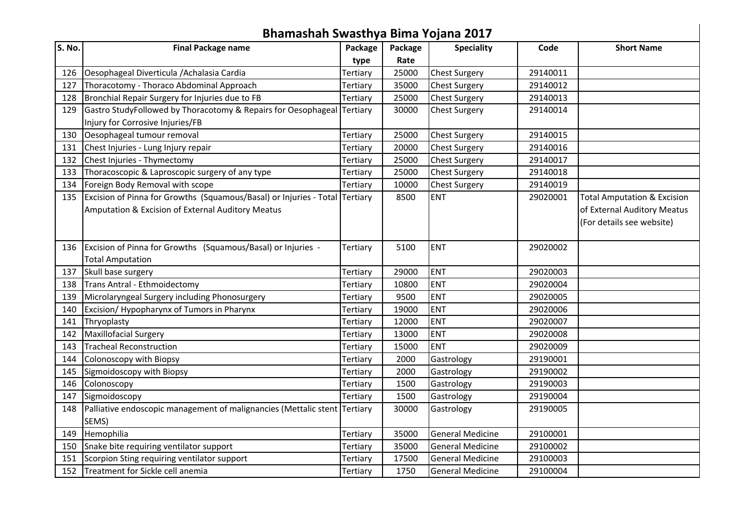# Bhamashah Swasthya Bima Yojana 2017

| S. No. | Final Package name | Package type | Package Rate | Speciality | Code | Short Name |
|---|---|---|---|---|---|---|
| 126 | Oesophageal Diverticula /Achalasia Cardia | Tertiary | 25000 | Chest Surgery | 29140011 | |
| 127 | Thoracotomy - Thoraco Abdominal Approach | Tertiary | 35000 | Chest Surgery | 29140012 | |
| 128 | Bronchial Repair Surgery for Injuries due to FB | Tertiary | 25000 | Chest Surgery | 29140013 | |
| 129 | Gastro StudyFollowed by Thoracotomy & Repairs for Oesophageal Injury for Corrosive Injuries/FB | Tertiary | 30000 | Chest Surgery | 29140014 | |
| 130 | Oesophageal tumour removal | Tertiary | 25000 | Chest Surgery | 29140015 | |
| 131 | Chest Injuries - Lung Injury repair | Tertiary | 20000 | Chest Surgery | 29140016 | |
| 132 | Chest Injuries - Thymectomy | Tertiary | 25000 | Chest Surgery | 29140017 | |
| 133 | Thoracoscopic & Laproscopic surgery of any type | Tertiary | 25000 | Chest Surgery | 29140018 | |
| 134 | Foreign Body Removal with scope | Tertiary | 10000 | Chest Surgery | 29140019 | |
| 135 | Excision of Pinna for Growths (Squamous/Basal) or Injuries - Total Amputation & Excision of External Auditory Meatus | Tertiary | 8500 | ENT | 29020001 | Total Amputation & Excision of External Auditory Meatus (For details see website) |
| 136 | Excision of Pinna for Growths (Squamous/Basal) or Injuries - Total Amputation | Tertiary | 5100 | ENT | 29020002 | |
| 137 | Skull base surgery | Tertiary | 29000 | ENT | 29020003 | |
| 138 | Trans Antral - Ethmoidectomy | Tertiary | 10800 | ENT | 29020004 | |
| 139 | Microlaryngeal Surgery including Phonosurgery | Tertiary | 9500 | ENT | 29020005 | |
| 140 | Excision/ Hypopharynx of Tumors in Pharynx | Tertiary | 19000 | ENT | 29020006 | |
| 141 | Thryoplasty | Tertiary | 12000 | ENT | 29020007 | |
| 142 | Maxillofacial Surgery | Tertiary | 13000 | ENT | 29020008 | |
| 143 | Tracheal Reconstruction | Tertiary | 15000 | ENT | 29020009 | |
| 144 | Colonoscopy with Biopsy | Tertiary | 2000 | Gastrology | 29190001 | |
| 145 | Sigmoidoscopy with Biopsy | Tertiary | 2000 | Gastrology | 29190002 | |
| 146 | Colonoscopy | Tertiary | 1500 | Gastrology | 29190003 | |
| 147 | Sigmoidoscopy | Tertiary | 1500 | Gastrology | 29190004 | |
| 148 | Palliative endoscopic management of malignancies (Mettalic stent SEMS) | Tertiary | 30000 | Gastrology | 29190005 | |
| 149 | Hemophilia | Tertiary | 35000 | General Medicine | 29100001 | |
| 150 | Snake bite requiring ventilator support | Tertiary | 35000 | General Medicine | 29100002 | |
| 151 | Scorpion Sting requiring ventilator support | Tertiary | 17500 | General Medicine | 29100003 | |
| 152 | Treatment for Sickle cell anemia | Tertiary | 1750 | General Medicine | 29100004 | |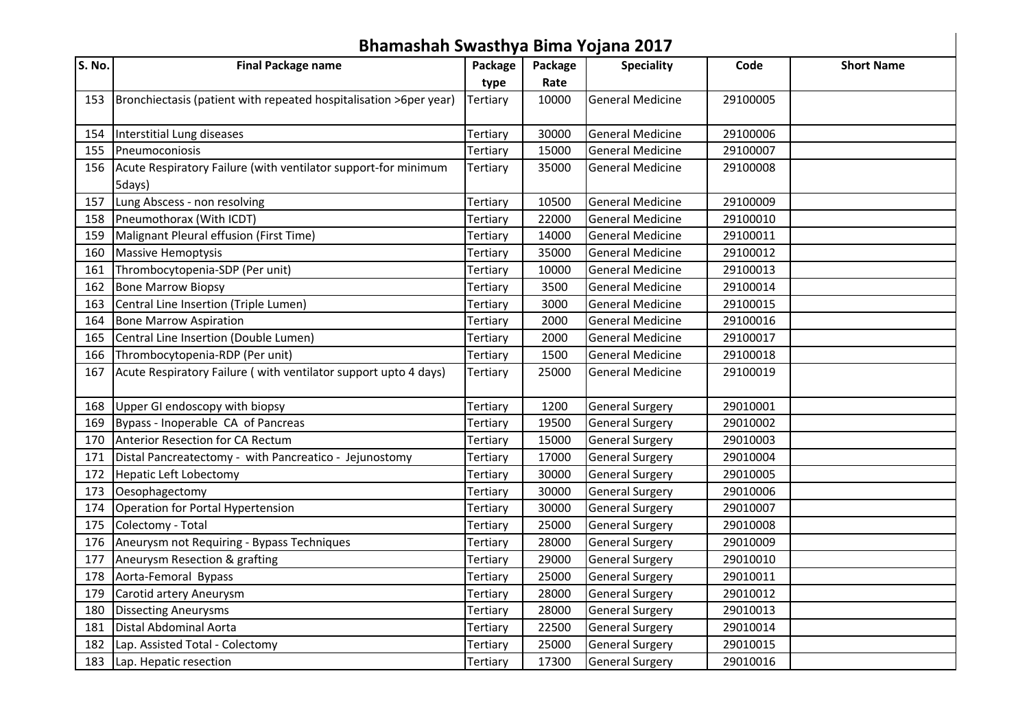# Bhamashah Swasthya Bima Yojana 2017

| S. No. | Final Package name | Package type | Package Rate | Speciality | Code | Short Name |
|---|---|---|---|---|---|---|
| 153 | Bronchiectasis (patient with repeated hospitalisation >6per year) | Tertiary | 10000 | General Medicine | 29100005 | |
| 154 | Interstitial Lung diseases | Tertiary | 30000 | General Medicine | 29100006 | |
| 155 | Pneumoconiosis | Tertiary | 15000 | General Medicine | 29100007 | |
| 156 | Acute Respiratory Failure (with ventilator support-for minimum 5days) | Tertiary | 35000 | General Medicine | 29100008 | |
| 157 | Lung Abscess - non resolving | Tertiary | 10500 | General Medicine | 29100009 | |
| 158 | Pneumothorax (With ICDT) | Tertiary | 22000 | General Medicine | 29100010 | |
| 159 | Malignant Pleural effusion (First Time) | Tertiary | 14000 | General Medicine | 29100011 | |
| 160 | Massive Hemoptysis | Tertiary | 35000 | General Medicine | 29100012 | |
| 161 | Thrombocytopenia-SDP (Per unit) | Tertiary | 10000 | General Medicine | 29100013 | |
| 162 | Bone Marrow Biopsy | Tertiary | 3500 | General Medicine | 29100014 | |
| 163 | Central Line Insertion (Triple Lumen) | Tertiary | 3000 | General Medicine | 29100015 | |
| 164 | Bone Marrow Aspiration | Tertiary | 2000 | General Medicine | 29100016 | |
| 165 | Central Line Insertion (Double Lumen) | Tertiary | 2000 | General Medicine | 29100017 | |
| 166 | Thrombocytopenia-RDP (Per unit) | Tertiary | 1500 | General Medicine | 29100018 | |
| 167 | Acute Respiratory Failure ( with ventilator support upto 4 days) | Tertiary | 25000 | General Medicine | 29100019 | |
| 168 | Upper GI endoscopy with biopsy | Tertiary | 1200 | General Surgery | 29010001 | |
| 169 | Bypass - Inoperable CA of Pancreas | Tertiary | 19500 | General Surgery | 29010002 | |
| 170 | Anterior Resection for CA Rectum | Tertiary | 15000 | General Surgery | 29010003 | |
| 171 | Distal Pancreatectomy - with Pancreatico - Jejunostomy | Tertiary | 17000 | General Surgery | 29010004 | |
| 172 | Hepatic Left Lobectomy | Tertiary | 30000 | General Surgery | 29010005 | |
| 173 | Oesophagectomy | Tertiary | 30000 | General Surgery | 29010006 | |
| 174 | Operation for Portal Hypertension | Tertiary | 30000 | General Surgery | 29010007 | |
| 175 | Colectomy - Total | Tertiary | 25000 | General Surgery | 29010008 | |
| 176 | Aneurysm not Requiring - Bypass Techniques | Tertiary | 28000 | General Surgery | 29010009 | |
| 177 | Aneurysm Resection & grafting | Tertiary | 29000 | General Surgery | 29010010 | |
| 178 | Aorta-Femoral Bypass | Tertiary | 25000 | General Surgery | 29010011 | |
| 179 | Carotid artery Aneurysm | Tertiary | 28000 | General Surgery | 29010012 | |
| 180 | Dissecting Aneurysms | Tertiary | 28000 | General Surgery | 29010013 | |
| 181 | Distal Abdominal Aorta | Tertiary | 22500 | General Surgery | 29010014 | |
| 182 | Lap. Assisted Total - Colectomy | Tertiary | 25000 | General Surgery | 29010015 | |
| 183 | Lap. Hepatic resection | Tertiary | 17300 | General Surgery | 29010016 | |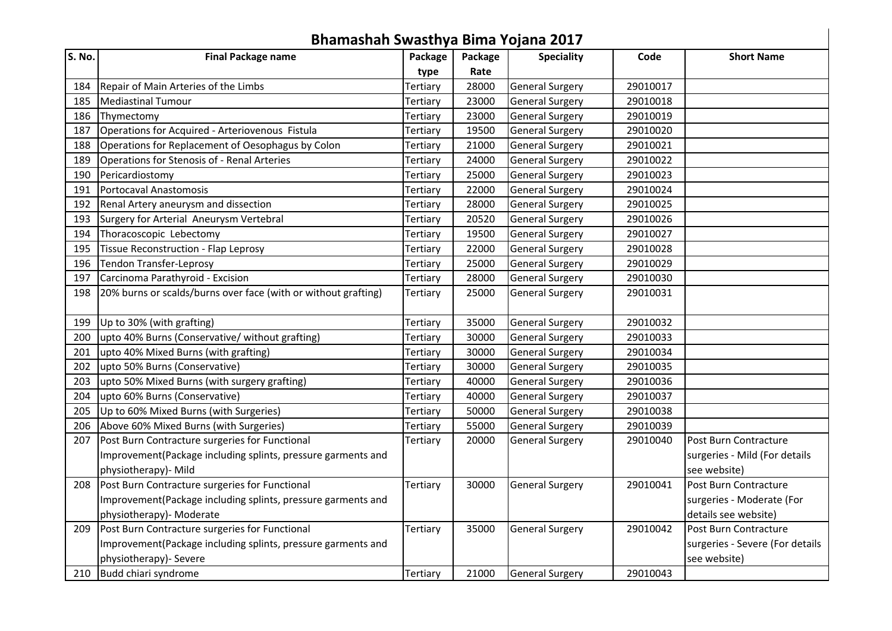# Bhamashah Swasthya Bima Yojana 2017

| S. No. | Final Package name | Package type | Package Rate | Speciality | Code | Short Name |
|---|---|---|---|---|---|---|
| 184 | Repair of Main Arteries of the Limbs | Tertiary | 28000 | General Surgery | 29010017 | |
| 185 | Mediastinal Tumour | Tertiary | 23000 | General Surgery | 29010018 | |
| 186 | Thymectomy | Tertiary | 23000 | General Surgery | 29010019 | |
| 187 | Operations for Acquired - Arteriovenous Fistula | Tertiary | 19500 | General Surgery | 29010020 | |
| 188 | Operations for Replacement of Oesophagus by Colon | Tertiary | 21000 | General Surgery | 29010021 | |
| 189 | Operations for Stenosis of - Renal Arteries | Tertiary | 24000 | General Surgery | 29010022 | |
| 190 | Pericardiostomy | Tertiary | 25000 | General Surgery | 29010023 | |
| 191 | Portocaval Anastomosis | Tertiary | 22000 | General Surgery | 29010024 | |
| 192 | Renal Artery aneurysm and dissection | Tertiary | 28000 | General Surgery | 29010025 | |
| 193 | Surgery for Arterial Aneurysm Vertebral | Tertiary | 20520 | General Surgery | 29010026 | |
| 194 | Thoracoscopic Lebectomy | Tertiary | 19500 | General Surgery | 29010027 | |
| 195 | Tissue Reconstruction - Flap Leprosy | Tertiary | 22000 | General Surgery | 29010028 | |
| 196 | Tendon Transfer-Leprosy | Tertiary | 25000 | General Surgery | 29010029 | |
| 197 | Carcinoma Parathyroid - Excision | Tertiary | 28000 | General Surgery | 29010030 | |
| 198 | 20% burns or scalds/burns over face (with or without grafting) | Tertiary | 25000 | General Surgery | 29010031 | |
| 199 | Up to 30% (with grafting) | Tertiary | 35000 | General Surgery | 29010032 | |
| 200 | upto 40% Burns (Conservative/ without grafting) | Tertiary | 30000 | General Surgery | 29010033 | |
| 201 | upto 40% Mixed Burns (with grafting) | Tertiary | 30000 | General Surgery | 29010034 | |
| 202 | upto 50% Burns (Conservative) | Tertiary | 30000 | General Surgery | 29010035 | |
| 203 | upto 50% Mixed Burns (with surgery grafting) | Tertiary | 40000 | General Surgery | 29010036 | |
| 204 | upto 60% Burns (Conservative) | Tertiary | 40000 | General Surgery | 29010037 | |
| 205 | Up to 60% Mixed Burns (with Surgeries) | Tertiary | 50000 | General Surgery | 29010038 | |
| 206 | Above 60% Mixed Burns (with Surgeries) | Tertiary | 55000 | General Surgery | 29010039 | |
| 207 | Post Burn Contracture surgeries for Functional Improvement(Package including splints, pressure garments and physiotherapy)- Mild | Tertiary | 20000 | General Surgery | 29010040 | Post Burn Contracture surgeries - Mild (For details see website) |
| 208 | Post Burn Contracture surgeries for Functional Improvement(Package including splints, pressure garments and physiotherapy)- Moderate | Tertiary | 30000 | General Surgery | 29010041 | Post Burn Contracture surgeries - Moderate (For details see website) |
| 209 | Post Burn Contracture surgeries for Functional Improvement(Package including splints, pressure garments and physiotherapy)- Severe | Tertiary | 35000 | General Surgery | 29010042 | Post Burn Contracture surgeries - Severe (For details see website) |
| 210 | Budd chiari syndrome | Tertiary | 21000 | General Surgery | 29010043 | |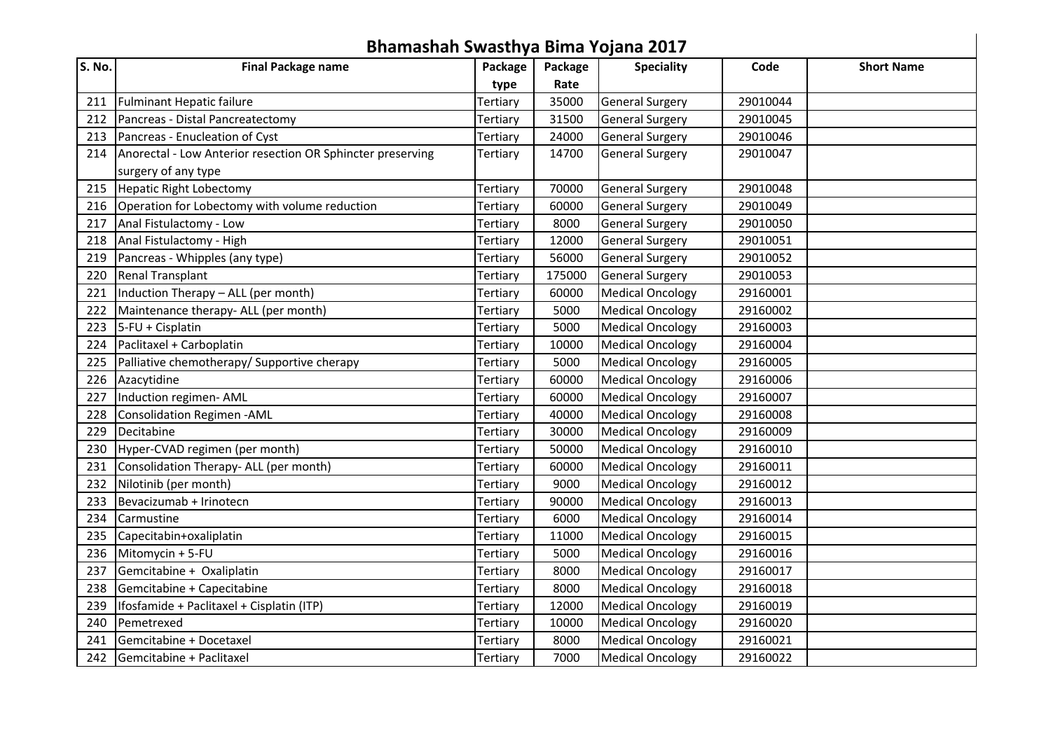# Bhamashah Swasthya Bima Yojana 2017

| S. No. | Final Package name | Package type | Package Rate | Speciality | Code | Short Name |
|---|---|---|---|---|---|---|
| 211 | Fulminant Hepatic failure | Tertiary | 35000 | General Surgery | 29010044 | |
| 212 | Pancreas - Distal Pancreatectomy | Tertiary | 31500 | General Surgery | 29010045 | |
| 213 | Pancreas - Enucleation of Cyst | Tertiary | 24000 | General Surgery | 29010046 | |
| 214 | Anorectal - Low Anterior resection OR Sphincter preserving surgery of any type | Tertiary | 14700 | General Surgery | 29010047 | |
| 215 | Hepatic Right Lobectomy | Tertiary | 70000 | General Surgery | 29010048 | |
| 216 | Operation for Lobectomy with volume reduction | Tertiary | 60000 | General Surgery | 29010049 | |
| 217 | Anal Fistulactomy - Low | Tertiary | 8000 | General Surgery | 29010050 | |
| 218 | Anal Fistulactomy - High | Tertiary | 12000 | General Surgery | 29010051 | |
| 219 | Pancreas - Whipples (any type) | Tertiary | 56000 | General Surgery | 29010052 | |
| 220 | Renal Transplant | Tertiary | 175000 | General Surgery | 29010053 | |
| 221 | Induction Therapy – ALL (per month) | Tertiary | 60000 | Medical Oncology | 29160001 | |
| 222 | Maintenance therapy- ALL (per month) | Tertiary | 5000 | Medical Oncology | 29160002 | |
| 223 | 5-FU + Cisplatin | Tertiary | 5000 | Medical Oncology | 29160003 | |
| 224 | Paclitaxel + Carboplatin | Tertiary | 10000 | Medical Oncology | 29160004 | |
| 225 | Palliative chemotherapy/ Supportive cherapy | Tertiary | 5000 | Medical Oncology | 29160005 | |
| 226 | Azacytidine | Tertiary | 60000 | Medical Oncology | 29160006 | |
| 227 | Induction regimen- AML | Tertiary | 60000 | Medical Oncology | 29160007 | |
| 228 | Consolidation Regimen -AML | Tertiary | 40000 | Medical Oncology | 29160008 | |
| 229 | Decitabine | Tertiary | 30000 | Medical Oncology | 29160009 | |
| 230 | Hyper-CVAD regimen (per month) | Tertiary | 50000 | Medical Oncology | 29160010 | |
| 231 | Consolidation Therapy- ALL (per month) | Tertiary | 60000 | Medical Oncology | 29160011 | |
| 232 | Nilotinib (per month) | Tertiary | 9000 | Medical Oncology | 29160012 | |
| 233 | Bevacizumab + Irinotecn | Tertiary | 90000 | Medical Oncology | 29160013 | |
| 234 | Carmustine | Tertiary | 6000 | Medical Oncology | 29160014 | |
| 235 | Capecitabin+oxaliplatin | Tertiary | 11000 | Medical Oncology | 29160015 | |
| 236 | Mitomycin + 5-FU | Tertiary | 5000 | Medical Oncology | 29160016 | |
| 237 | Gemcitabine + Oxaliplatin | Tertiary | 8000 | Medical Oncology | 29160017 | |
| 238 | Gemcitabine + Capecitabine | Tertiary | 8000 | Medical Oncology | 29160018 | |
| 239 | Ifosfamide + Paclitaxel + Cisplatin (ITP) | Tertiary | 12000 | Medical Oncology | 29160019 | |
| 240 | Pemetrexed | Tertiary | 10000 | Medical Oncology | 29160020 | |
| 241 | Gemcitabine + Docetaxel | Tertiary | 8000 | Medical Oncology | 29160021 | |
| 242 | Gemcitabine + Paclitaxel | Tertiary | 7000 | Medical Oncology | 29160022 | |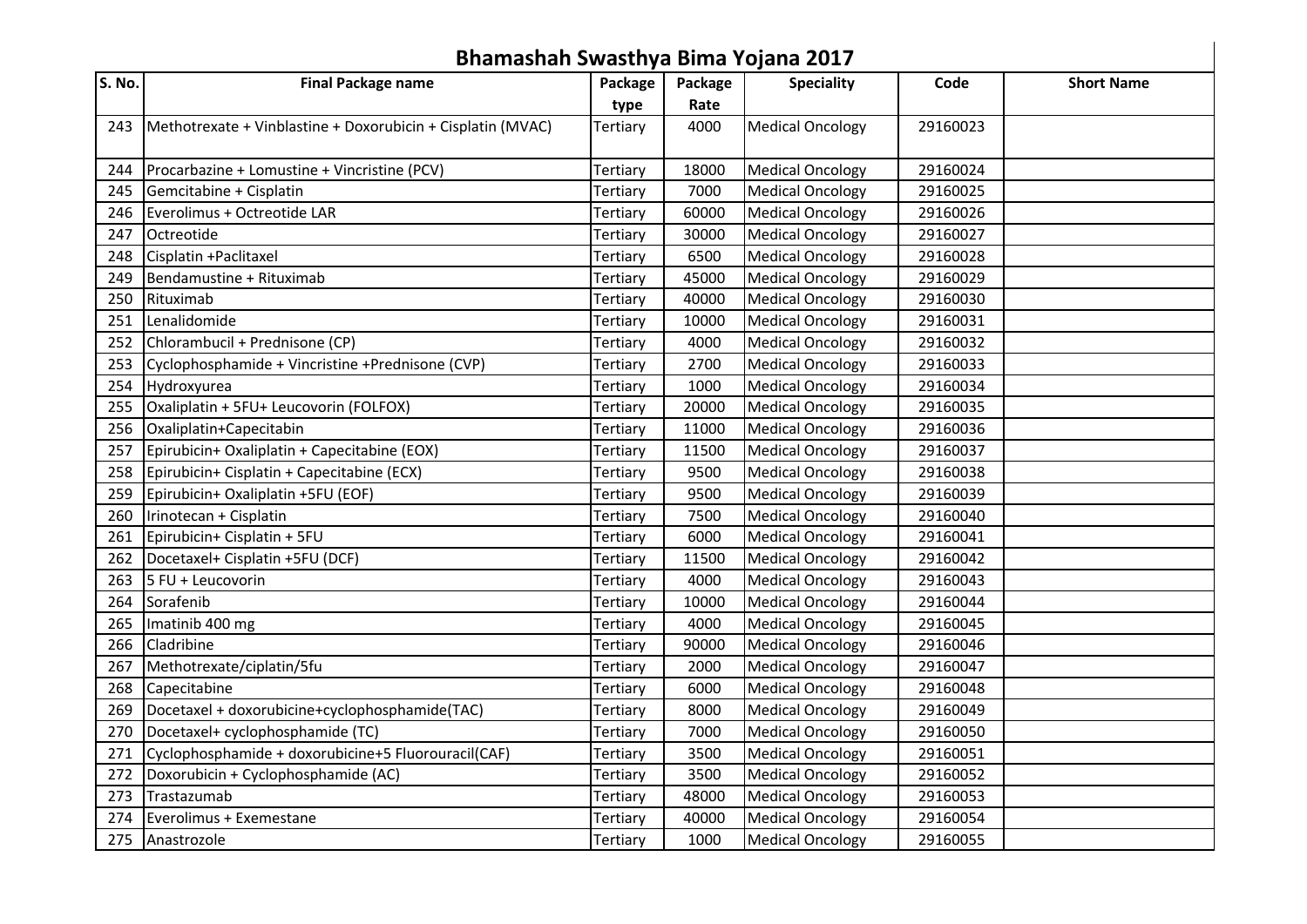# Bhamashah Swasthya Bima Yojana 2017

| S. No. | Final Package name | Package type | Package Rate | Speciality | Code | Short Name |
|---|---|---|---|---|---|---|
| 243 | Methotrexate + Vinblastine + Doxorubicin + Cisplatin (MVAC) | Tertiary | 4000 | Medical Oncology | 29160023 | |
| 244 | Procarbazine + Lomustine + Vincristine (PCV) | Tertiary | 18000 | Medical Oncology | 29160024 | |
| 245 | Gemcitabine + Cisplatin | Tertiary | 7000 | Medical Oncology | 29160025 | |
| 246 | Everolimus + Octreotide LAR | Tertiary | 60000 | Medical Oncology | 29160026 | |
| 247 | Octreotide | Tertiary | 30000 | Medical Oncology | 29160027 | |
| 248 | Cisplatin +Paclitaxel | Tertiary | 6500 | Medical Oncology | 29160028 | |
| 249 | Bendamustine + Rituximab | Tertiary | 45000 | Medical Oncology | 29160029 | |
| 250 | Rituximab | Tertiary | 40000 | Medical Oncology | 29160030 | |
| 251 | Lenalidomide | Tertiary | 10000 | Medical Oncology | 29160031 | |
| 252 | Chlorambucil + Prednisone (CP) | Tertiary | 4000 | Medical Oncology | 29160032 | |
| 253 | Cyclophosphamide + Vincristine +Prednisone (CVP) | Tertiary | 2700 | Medical Oncology | 29160033 | |
| 254 | Hydroxyurea | Tertiary | 1000 | Medical Oncology | 29160034 | |
| 255 | Oxaliplatin + 5FU+ Leucovorin (FOLFOX) | Tertiary | 20000 | Medical Oncology | 29160035 | |
| 256 | Oxaliplatin+Capecitabin | Tertiary | 11000 | Medical Oncology | 29160036 | |
| 257 | Epirubicin+ Oxaliplatin + Capecitabine (EOX) | Tertiary | 11500 | Medical Oncology | 29160037 | |
| 258 | Epirubicin+ Cisplatin + Capecitabine (ECX) | Tertiary | 9500 | Medical Oncology | 29160038 | |
| 259 | Epirubicin+ Oxaliplatin +5FU (EOF) | Tertiary | 9500 | Medical Oncology | 29160039 | |
| 260 | Irinotecan + Cisplatin | Tertiary | 7500 | Medical Oncology | 29160040 | |
| 261 | Epirubicin+ Cisplatin + 5FU | Tertiary | 6000 | Medical Oncology | 29160041 | |
| 262 | Docetaxel+ Cisplatin +5FU (DCF) | Tertiary | 11500 | Medical Oncology | 29160042 | |
| 263 | 5 FU + Leucovorin | Tertiary | 4000 | Medical Oncology | 29160043 | |
| 264 | Sorafenib | Tertiary | 10000 | Medical Oncology | 29160044 | |
| 265 | Imatinib 400 mg | Tertiary | 4000 | Medical Oncology | 29160045 | |
| 266 | Cladribine | Tertiary | 90000 | Medical Oncology | 29160046 | |
| 267 | Methotrexate/ciplatin/5fu | Tertiary | 2000 | Medical Oncology | 29160047 | |
| 268 | Capecitabine | Tertiary | 6000 | Medical Oncology | 29160048 | |
| 269 | Docetaxel + doxorubicine+cyclophosphamide(TAC) | Tertiary | 8000 | Medical Oncology | 29160049 | |
| 270 | Docetaxel+ cyclophosphamide (TC) | Tertiary | 7000 | Medical Oncology | 29160050 | |
| 271 | Cyclophosphamide + doxorubicine+5 Fluorouracil(CAF) | Tertiary | 3500 | Medical Oncology | 29160051 | |
| 272 | Doxorubicin + Cyclophosphamide (AC) | Tertiary | 3500 | Medical Oncology | 29160052 | |
| 273 | Trastazumab | Tertiary | 48000 | Medical Oncology | 29160053 | |
| 274 | Everolimus + Exemestane | Tertiary | 40000 | Medical Oncology | 29160054 | |
| 275 | Anastrozole | Tertiary | 1000 | Medical Oncology | 29160055 | |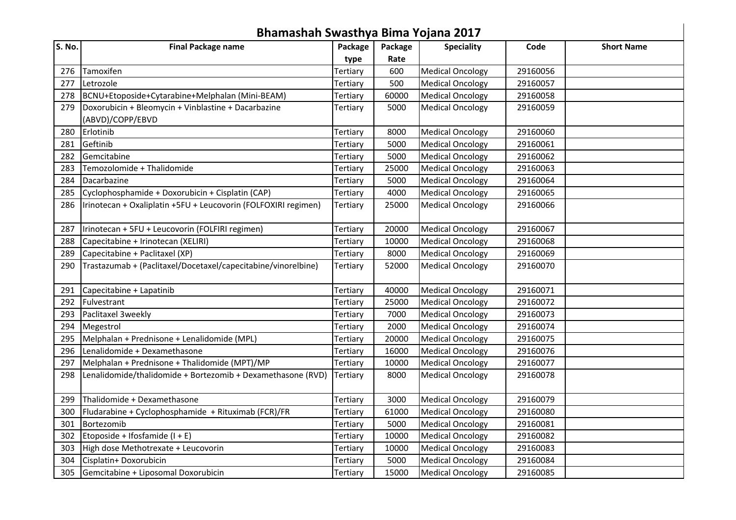# Bhamashah Swasthya Bima Yojana 2017

| S. No. | Final Package name | Package type | Package Rate | Speciality | Code | Short Name |
|---|---|---|---|---|---|---|
| 276 | Tamoxifen | Tertiary | 600 | Medical Oncology | 29160056 | |
| 277 | Letrozole | Tertiary | 500 | Medical Oncology | 29160057 | |
| 278 | BCNU+Etoposide+Cytarabine+Melphalan (Mini-BEAM) | Tertiary | 60000 | Medical Oncology | 29160058 | |
| 279 | Doxorubicin + Bleomycin + Vinblastine + Dacarbazine (ABVD)/COPP/EBVD | Tertiary | 5000 | Medical Oncology | 29160059 | |
| 280 | Erlotinib | Tertiary | 8000 | Medical Oncology | 29160060 | |
| 281 | Geftinib | Tertiary | 5000 | Medical Oncology | 29160061 | |
| 282 | Gemcitabine | Tertiary | 5000 | Medical Oncology | 29160062 | |
| 283 | Temozolomide + Thalidomide | Tertiary | 25000 | Medical Oncology | 29160063 | |
| 284 | Dacarbazine | Tertiary | 5000 | Medical Oncology | 29160064 | |
| 285 | Cyclophosphamide + Doxorubicin + Cisplatin (CAP) | Tertiary | 4000 | Medical Oncology | 29160065 | |
| 286 | Irinotecan + Oxaliplatin +5FU + Leucovorin (FOLFOXIRI regimen) | Tertiary | 25000 | Medical Oncology | 29160066 | |
| 287 | Irinotecan + 5FU + Leucovorin (FOLFIRI regimen) | Tertiary | 20000 | Medical Oncology | 29160067 | |
| 288 | Capecitabine + Irinotecan (XELIRI) | Tertiary | 10000 | Medical Oncology | 29160068 | |
| 289 | Capecitabine + Paclitaxel (XP) | Tertiary | 8000 | Medical Oncology | 29160069 | |
| 290 | Trastazumab + (Paclitaxel/Docetaxel/capecitabine/vinorelbine) | Tertiary | 52000 | Medical Oncology | 29160070 | |
| 291 | Capecitabine + Lapatinib | Tertiary | 40000 | Medical Oncology | 29160071 | |
| 292 | Fulvestrant | Tertiary | 25000 | Medical Oncology | 29160072 | |
| 293 | Paclitaxel 3weekly | Tertiary | 7000 | Medical Oncology | 29160073 | |
| 294 | Megestrol | Tertiary | 2000 | Medical Oncology | 29160074 | |
| 295 | Melphalan + Prednisone + Lenalidomide (MPL) | Tertiary | 20000 | Medical Oncology | 29160075 | |
| 296 | Lenalidomide + Dexamethasone | Tertiary | 16000 | Medical Oncology | 29160076 | |
| 297 | Melphalan + Prednisone + Thalidomide (MPT)/MP | Tertiary | 10000 | Medical Oncology | 29160077 | |
| 298 | Lenalidomide/thalidomide + Bortezomib + Dexamethasone (RVD) | Tertiary | 8000 | Medical Oncology | 29160078 | |
| 299 | Thalidomide + Dexamethasone | Tertiary | 3000 | Medical Oncology | 29160079 | |
| 300 | Fludarabine + Cyclophosphamide + Rituximab (FCR)/FR | Tertiary | 61000 | Medical Oncology | 29160080 | |
| 301 | Bortezomib | Tertiary | 5000 | Medical Oncology | 29160081 | |
| 302 | Etoposide + Ifosfamide (I + E) | Tertiary | 10000 | Medical Oncology | 29160082 | |
| 303 | High dose Methotrexate + Leucovorin | Tertiary | 10000 | Medical Oncology | 29160083 | |
| 304 | Cisplatin+ Doxorubicin | Tertiary | 5000 | Medical Oncology | 29160084 | |
| 305 | Gemcitabine + Liposomal Doxorubicin | Tertiary | 15000 | Medical Oncology | 29160085 | |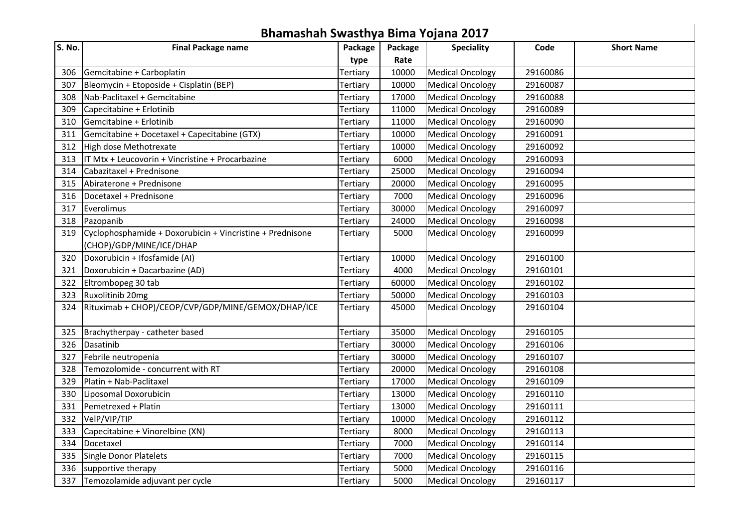# Bhamashah Swasthya Bima Yojana 2017

| S. No. | Final Package name | Package type | Package Rate | Speciality | Code | Short Name |
|---|---|---|---|---|---|---|
| 306 | Gemcitabine + Carboplatin | Tertiary | 10000 | Medical Oncology | 29160086 | |
| 307 | Bleomycin + Etoposide + Cisplatin (BEP) | Tertiary | 10000 | Medical Oncology | 29160087 | |
| 308 | Nab-Paclitaxel + Gemcitabine | Tertiary | 17000 | Medical Oncology | 29160088 | |
| 309 | Capecitabine + Erlotinib | Tertiary | 11000 | Medical Oncology | 29160089 | |
| 310 | Gemcitabine + Erlotinib | Tertiary | 11000 | Medical Oncology | 29160090 | |
| 311 | Gemcitabine + Docetaxel + Capecitabine (GTX) | Tertiary | 10000 | Medical Oncology | 29160091 | |
| 312 | High dose Methotrexate | Tertiary | 10000 | Medical Oncology | 29160092 | |
| 313 | IT Mtx + Leucovorin + Vincristine + Procarbazine | Tertiary | 6000 | Medical Oncology | 29160093 | |
| 314 | Cabazitaxel + Prednisone | Tertiary | 25000 | Medical Oncology | 29160094 | |
| 315 | Abiraterone + Prednisone | Tertiary | 20000 | Medical Oncology | 29160095 | |
| 316 | Docetaxel + Prednisone | Tertiary | 7000 | Medical Oncology | 29160096 | |
| 317 | Everolimus | Tertiary | 30000 | Medical Oncology | 29160097 | |
| 318 | Pazopanib | Tertiary | 24000 | Medical Oncology | 29160098 | |
| 319 | Cyclophosphamide + Doxorubicin + Vincristine + Prednisone (CHOP)/GDP/MINE/ICE/DHAP | Tertiary | 5000 | Medical Oncology | 29160099 | |
| 320 | Doxorubicin + Ifosfamide (AI) | Tertiary | 10000 | Medical Oncology | 29160100 | |
| 321 | Doxorubicin + Dacarbazine (AD) | Tertiary | 4000 | Medical Oncology | 29160101 | |
| 322 | Eltrombopeg 30 tab | Tertiary | 60000 | Medical Oncology | 29160102 | |
| 323 | Ruxolitinib 20mg | Tertiary | 50000 | Medical Oncology | 29160103 | |
| 324 | Rituximab + CHOP)/CEOP/CVP/GDP/MINE/GEMOX/DHAP/ICE | Tertiary | 45000 | Medical Oncology | 29160104 | |
| 325 | Brachytherpay - catheter based | Tertiary | 35000 | Medical Oncology | 29160105 | |
| 326 | Dasatinib | Tertiary | 30000 | Medical Oncology | 29160106 | |
| 327 | Febrile neutropenia | Tertiary | 30000 | Medical Oncology | 29160107 | |
| 328 | Temozolomide - concurrent with RT | Tertiary | 20000 | Medical Oncology | 29160108 | |
| 329 | Platin + Nab-Paclitaxel | Tertiary | 17000 | Medical Oncology | 29160109 | |
| 330 | Liposomal Doxorubicin | Tertiary | 13000 | Medical Oncology | 29160110 | |
| 331 | Pemetrexed + Platin | Tertiary | 13000 | Medical Oncology | 29160111 | |
| 332 | VelP/VIP/TIP | Tertiary | 10000 | Medical Oncology | 29160112 | |
| 333 | Capecitabine + Vinorelbine (XN) | Tertiary | 8000 | Medical Oncology | 29160113 | |
| 334 | Docetaxel | Tertiary | 7000 | Medical Oncology | 29160114 | |
| 335 | Single Donor Platelets | Tertiary | 7000 | Medical Oncology | 29160115 | |
| 336 | supportive therapy | Tertiary | 5000 | Medical Oncology | 29160116 | |
| 337 | Temozolamide adjuvant per cycle | Tertiary | 5000 | Medical Oncology | 29160117 | |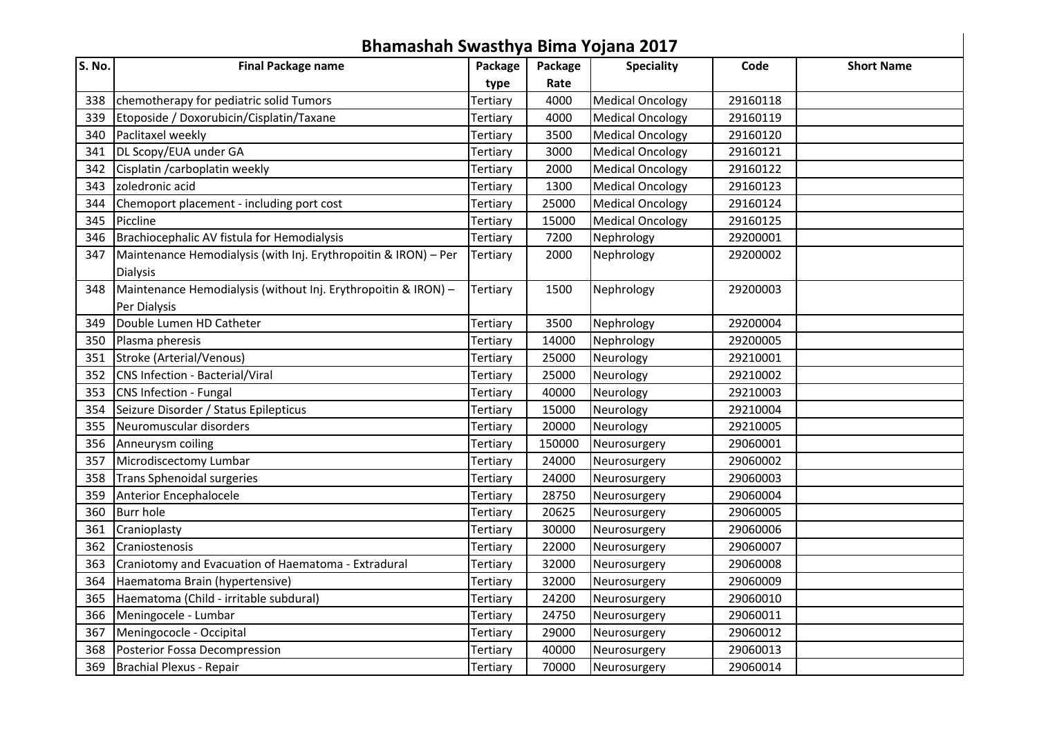# Bhamashah Swasthya Bima Yojana 2017

| S. No. | Final Package name | Package type | Package Rate | Speciality | Code | Short Name |
|---|---|---|---|---|---|---|
| 338 | chemotherapy for pediatric solid Tumors | Tertiary | 4000 | Medical Oncology | 29160118 | |
| 339 | Etoposide / Doxorubicin/Cisplatin/Taxane | Tertiary | 4000 | Medical Oncology | 29160119 | |
| 340 | Paclitaxel weekly | Tertiary | 3500 | Medical Oncology | 29160120 | |
| 341 | DL Scopy/EUA under GA | Tertiary | 3000 | Medical Oncology | 29160121 | |
| 342 | Cisplatin /carboplatin weekly | Tertiary | 2000 | Medical Oncology | 29160122 | |
| 343 | zoledronic acid | Tertiary | 1300 | Medical Oncology | 29160123 | |
| 344 | Chemoport placement - including port cost | Tertiary | 25000 | Medical Oncology | 29160124 | |
| 345 | Piccline | Tertiary | 15000 | Medical Oncology | 29160125 | |
| 346 | Brachiocephalic AV fistula for Hemodialysis | Tertiary | 7200 | Nephrology | 29200001 | |
| 347 | Maintenance Hemodialysis (with Inj. Erythropoitin & IRON) – Per Dialysis | Tertiary | 2000 | Nephrology | 29200002 | |
| 348 | Maintenance Hemodialysis (without Inj. Erythropoitin & IRON) – Per Dialysis | Tertiary | 1500 | Nephrology | 29200003 | |
| 349 | Double Lumen HD Catheter | Tertiary | 3500 | Nephrology | 29200004 | |
| 350 | Plasma pheresis | Tertiary | 14000 | Nephrology | 29200005 | |
| 351 | Stroke (Arterial/Venous) | Tertiary | 25000 | Neurology | 29210001 | |
| 352 | CNS Infection - Bacterial/Viral | Tertiary | 25000 | Neurology | 29210002 | |
| 353 | CNS Infection - Fungal | Tertiary | 40000 | Neurology | 29210003 | |
| 354 | Seizure Disorder / Status Epilepticus | Tertiary | 15000 | Neurology | 29210004 | |
| 355 | Neuromuscular disorders | Tertiary | 20000 | Neurology | 29210005 | |
| 356 | Anneurysm coiling | Tertiary | 150000 | Neurosurgery | 29060001 | |
| 357 | Microdiscectomy Lumbar | Tertiary | 24000 | Neurosurgery | 29060002 | |
| 358 | Trans Sphenoidal surgeries | Tertiary | 24000 | Neurosurgery | 29060003 | |
| 359 | Anterior Encephalocele | Tertiary | 28750 | Neurosurgery | 29060004 | |
| 360 | Burr hole | Tertiary | 20625 | Neurosurgery | 29060005 | |
| 361 | Cranioplasty | Tertiary | 30000 | Neurosurgery | 29060006 | |
| 362 | Craniostenosis | Tertiary | 22000 | Neurosurgery | 29060007 | |
| 363 | Craniotomy and Evacuation of Haematoma - Extradural | Tertiary | 32000 | Neurosurgery | 29060008 | |
| 364 | Haematoma Brain (hypertensive) | Tertiary | 32000 | Neurosurgery | 29060009 | |
| 365 | Haematoma (Child - irritable subdural) | Tertiary | 24200 | Neurosurgery | 29060010 | |
| 366 | Meningocele - Lumbar | Tertiary | 24750 | Neurosurgery | 29060011 | |
| 367 | Meningococle - Occipital | Tertiary | 29000 | Neurosurgery | 29060012 | |
| 368 | Posterior Fossa Decompression | Tertiary | 40000 | Neurosurgery | 29060013 | |
| 369 | Brachial Plexus - Repair | Tertiary | 70000 | Neurosurgery | 29060014 | |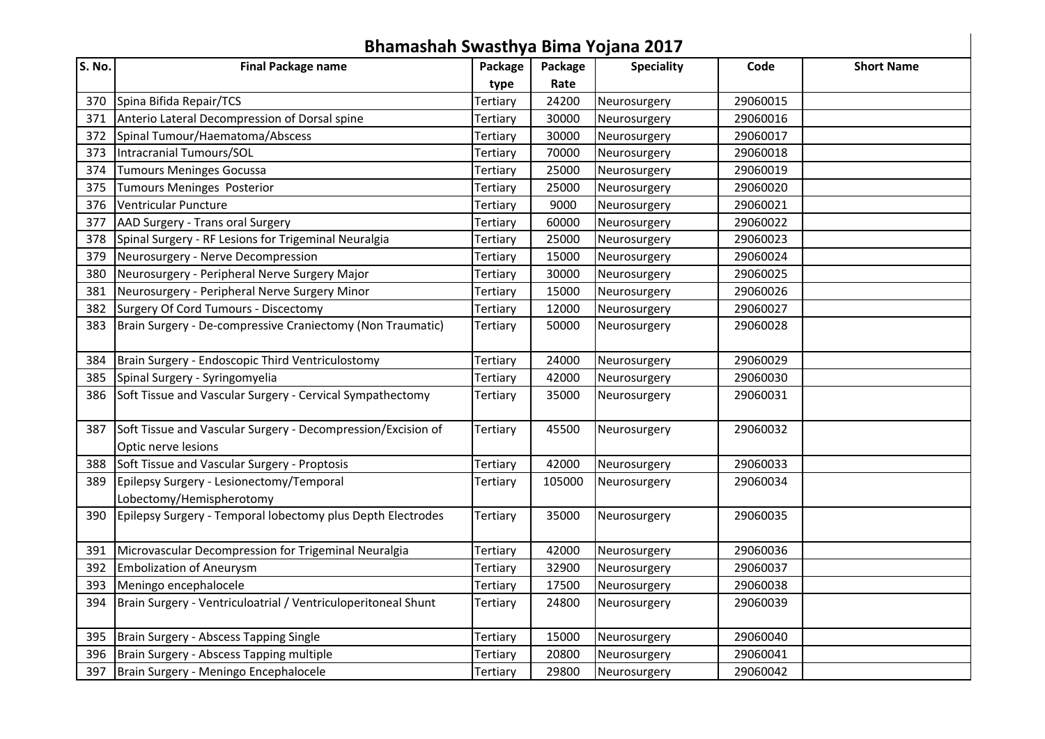# Bhamashah Swasthya Bima Yojana 2017

| S. No. | Final Package name | Package type | Package Rate | Speciality | Code | Short Name |
|---|---|---|---|---|---|---|
| 370 | Spina Bifida Repair/TCS | Tertiary | 24200 | Neurosurgery | 29060015 | |
| 371 | Anterio Lateral Decompression of Dorsal spine | Tertiary | 30000 | Neurosurgery | 29060016 | |
| 372 | Spinal Tumour/Haematoma/Abscess | Tertiary | 30000 | Neurosurgery | 29060017 | |
| 373 | Intracranial Tumours/SOL | Tertiary | 70000 | Neurosurgery | 29060018 | |
| 374 | Tumours Meninges Gocussa | Tertiary | 25000 | Neurosurgery | 29060019 | |
| 375 | Tumours Meninges Posterior | Tertiary | 25000 | Neurosurgery | 29060020 | |
| 376 | Ventricular Puncture | Tertiary | 9000 | Neurosurgery | 29060021 | |
| 377 | AAD Surgery - Trans oral Surgery | Tertiary | 60000 | Neurosurgery | 29060022 | |
| 378 | Spinal Surgery - RF Lesions for Trigeminal Neuralgia | Tertiary | 25000 | Neurosurgery | 29060023 | |
| 379 | Neurosurgery - Nerve Decompression | Tertiary | 15000 | Neurosurgery | 29060024 | |
| 380 | Neurosurgery - Peripheral Nerve Surgery Major | Tertiary | 30000 | Neurosurgery | 29060025 | |
| 381 | Neurosurgery - Peripheral Nerve Surgery Minor | Tertiary | 15000 | Neurosurgery | 29060026 | |
| 382 | Surgery Of Cord Tumours - Discectomy | Tertiary | 12000 | Neurosurgery | 29060027 | |
| 383 | Brain Surgery - De-compressive Craniectomy (Non Traumatic) | Tertiary | 50000 | Neurosurgery | 29060028 | |
| 384 | Brain Surgery - Endoscopic Third Ventriculostomy | Tertiary | 24000 | Neurosurgery | 29060029 | |
| 385 | Spinal Surgery - Syringomyelia | Tertiary | 42000 | Neurosurgery | 29060030 | |
| 386 | Soft Tissue and Vascular Surgery - Cervical Sympathectomy | Tertiary | 35000 | Neurosurgery | 29060031 | |
| 387 | Soft Tissue and Vascular Surgery - Decompression/Excision of Optic nerve lesions | Tertiary | 45500 | Neurosurgery | 29060032 | |
| 388 | Soft Tissue and Vascular Surgery - Proptosis | Tertiary | 42000 | Neurosurgery | 29060033 | |
| 389 | Epilepsy Surgery - Lesionectomy/Temporal Lobectomy/Hemispherotomy | Tertiary | 105000 | Neurosurgery | 29060034 | |
| 390 | Epilepsy Surgery - Temporal lobectomy plus Depth Electrodes | Tertiary | 35000 | Neurosurgery | 29060035 | |
| 391 | Microvascular Decompression for Trigeminal Neuralgia | Tertiary | 42000 | Neurosurgery | 29060036 | |
| 392 | Embolization of Aneurysm | Tertiary | 32900 | Neurosurgery | 29060037 | |
| 393 | Meningo encephalocele | Tertiary | 17500 | Neurosurgery | 29060038 | |
| 394 | Brain Surgery - Ventriculoatrial / Ventriculoperitoneal Shunt | Tertiary | 24800 | Neurosurgery | 29060039 | |
| 395 | Brain Surgery - Abscess Tapping Single | Tertiary | 15000 | Neurosurgery | 29060040 | |
| 396 | Brain Surgery - Abscess Tapping multiple | Tertiary | 20800 | Neurosurgery | 29060041 | |
| 397 | Brain Surgery - Meningo Encephalocele | Tertiary | 29800 | Neurosurgery | 29060042 | |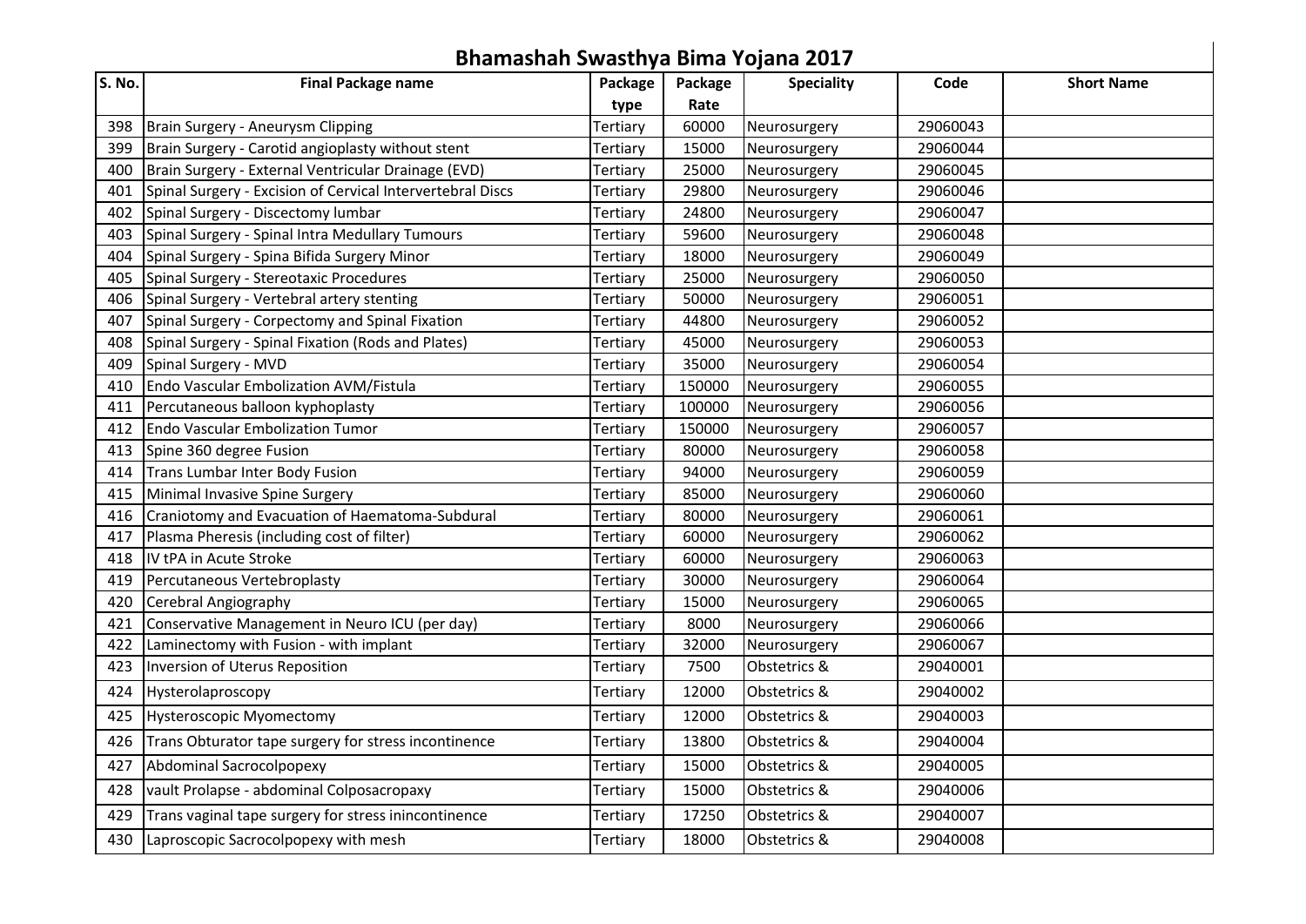# Bhamashah Swasthya Bima Yojana 2017

| S. No. | Final Package name | Package type | Package Rate | Speciality | Code | Short Name |
|---|---|---|---|---|---|---|
| 398 | Brain Surgery - Aneurysm Clipping | Tertiary | 60000 | Neurosurgery | 29060043 | |
| 399 | Brain Surgery - Carotid angioplasty without stent | Tertiary | 15000 | Neurosurgery | 29060044 | |
| 400 | Brain Surgery - External Ventricular Drainage (EVD) | Tertiary | 25000 | Neurosurgery | 29060045 | |
| 401 | Spinal Surgery - Excision of Cervical Intervertebral Discs | Tertiary | 29800 | Neurosurgery | 29060046 | |
| 402 | Spinal Surgery - Discectomy lumbar | Tertiary | 24800 | Neurosurgery | 29060047 | |
| 403 | Spinal Surgery - Spinal Intra Medullary Tumours | Tertiary | 59600 | Neurosurgery | 29060048 | |
| 404 | Spinal Surgery - Spina Bifida Surgery Minor | Tertiary | 18000 | Neurosurgery | 29060049 | |
| 405 | Spinal Surgery - Stereotaxic Procedures | Tertiary | 25000 | Neurosurgery | 29060050 | |
| 406 | Spinal Surgery - Vertebral artery stenting | Tertiary | 50000 | Neurosurgery | 29060051 | |
| 407 | Spinal Surgery - Corpectomy and Spinal Fixation | Tertiary | 44800 | Neurosurgery | 29060052 | |
| 408 | Spinal Surgery - Spinal Fixation (Rods and Plates) | Tertiary | 45000 | Neurosurgery | 29060053 | |
| 409 | Spinal Surgery - MVD | Tertiary | 35000 | Neurosurgery | 29060054 | |
| 410 | Endo Vascular Embolization AVM/Fistula | Tertiary | 150000 | Neurosurgery | 29060055 | |
| 411 | Percutaneous balloon kyphoplasty | Tertiary | 100000 | Neurosurgery | 29060056 | |
| 412 | Endo Vascular Embolization Tumor | Tertiary | 150000 | Neurosurgery | 29060057 | |
| 413 | Spine 360 degree Fusion | Tertiary | 80000 | Neurosurgery | 29060058 | |
| 414 | Trans Lumbar Inter Body Fusion | Tertiary | 94000 | Neurosurgery | 29060059 | |
| 415 | Minimal Invasive Spine Surgery | Tertiary | 85000 | Neurosurgery | 29060060 | |
| 416 | Craniotomy and Evacuation of Haematoma-Subdural | Tertiary | 80000 | Neurosurgery | 29060061 | |
| 417 | Plasma Pheresis (including cost of filter) | Tertiary | 60000 | Neurosurgery | 29060062 | |
| 418 | IV tPA in Acute Stroke | Tertiary | 60000 | Neurosurgery | 29060063 | |
| 419 | Percutaneous Vertebroplasty | Tertiary | 30000 | Neurosurgery | 29060064 | |
| 420 | Cerebral Angiography | Tertiary | 15000 | Neurosurgery | 29060065 | |
| 421 | Conservative Management in Neuro ICU (per day) | Tertiary | 8000 | Neurosurgery | 29060066 | |
| 422 | Laminectomy with Fusion - with implant | Tertiary | 32000 | Neurosurgery | 29060067 | |
| 423 | Inversion of Uterus Reposition | Tertiary | 7500 | Obstetrics & | 29040001 | |
| 424 | Hysterolaproscopy | Tertiary | 12000 | Obstetrics & | 29040002 | |
| 425 | Hysteroscopic Myomectomy | Tertiary | 12000 | Obstetrics & | 29040003 | |
| 426 | Trans Obturator tape surgery for stress incontinence | Tertiary | 13800 | Obstetrics & | 29040004 | |
| 427 | Abdominal Sacrocolpopexy | Tertiary | 15000 | Obstetrics & | 29040005 | |
| 428 | vault Prolapse - abdominal Colposacropaxy | Tertiary | 15000 | Obstetrics & | 29040006 | |
| 429 | Trans vaginal tape surgery for stress inincontinence | Tertiary | 17250 | Obstetrics & | 29040007 | |
| 430 | Laproscopic Sacrocolpopexy with mesh | Tertiary | 18000 | Obstetrics & | 29040008 | |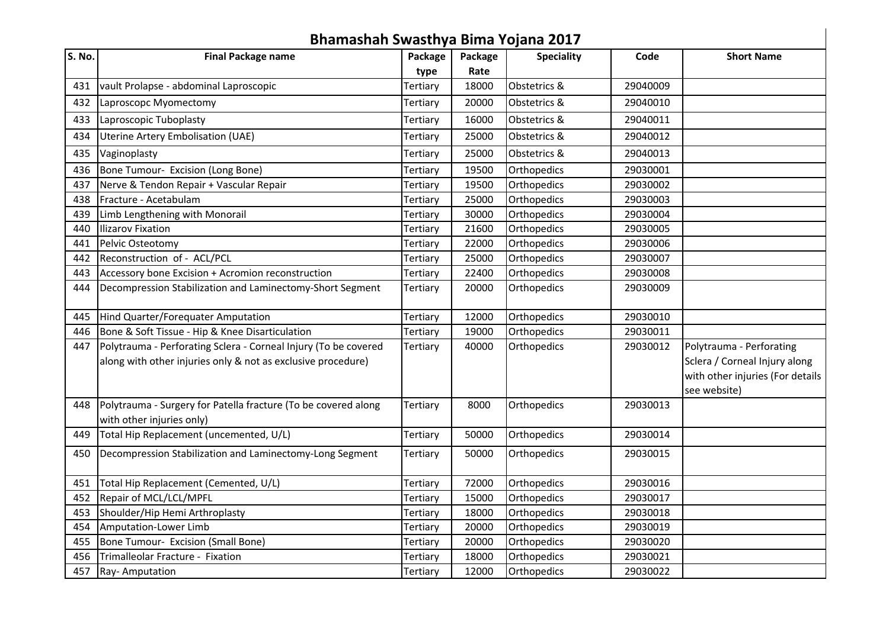# Bhamashah Swasthya Bima Yojana 2017

| S. No. | Final Package name | Package type | Package Rate | Speciality | Code | Short Name |
|---|---|---|---|---|---|---|
| 431 | vault Prolapse - abdominal Laproscopic | Tertiary | 18000 | Obstetrics & | 29040009 | |
| 432 | Laproscopc Myomectomy | Tertiary | 20000 | Obstetrics & | 29040010 | |
| 433 | Laproscopic Tuboplasty | Tertiary | 16000 | Obstetrics & | 29040011 | |
| 434 | Uterine Artery Embolisation (UAE) | Tertiary | 25000 | Obstetrics & | 29040012 | |
| 435 | Vaginoplasty | Tertiary | 25000 | Obstetrics & | 29040013 | |
| 436 | Bone Tumour- Excision (Long Bone) | Tertiary | 19500 | Orthopedics | 29030001 | |
| 437 | Nerve & Tendon Repair + Vascular Repair | Tertiary | 19500 | Orthopedics | 29030002 | |
| 438 | Fracture - Acetabulam | Tertiary | 25000 | Orthopedics | 29030003 | |
| 439 | Limb Lengthening with Monorail | Tertiary | 30000 | Orthopedics | 29030004 | |
| 440 | Ilizarov Fixation | Tertiary | 21600 | Orthopedics | 29030005 | |
| 441 | Pelvic Osteotomy | Tertiary | 22000 | Orthopedics | 29030006 | |
| 442 | Reconstruction of - ACL/PCL | Tertiary | 25000 | Orthopedics | 29030007 | |
| 443 | Accessory bone Excision + Acromion reconstruction | Tertiary | 22400 | Orthopedics | 29030008 | |
| 444 | Decompression Stabilization and Laminectomy-Short Segment | Tertiary | 20000 | Orthopedics | 29030009 | |
| 445 | Hind Quarter/Forequater Amputation | Tertiary | 12000 | Orthopedics | 29030010 | |
| 446 | Bone & Soft Tissue - Hip & Knee Disarticulation | Tertiary | 19000 | Orthopedics | 29030011 | |
| 447 | Polytrauma - Perforating Sclera - Corneal Injury (To be covered along with other injuries only & not as exclusive procedure) | Tertiary | 40000 | Orthopedics | 29030012 | Polytrauma - Perforating Sclera / Corneal Injury along with other injuries (For details see website) |
| 448 | Polytrauma - Surgery for Patella fracture (To be covered along with other injuries only) | Tertiary | 8000 | Orthopedics | 29030013 | |
| 449 | Total Hip Replacement (uncemented, U/L) | Tertiary | 50000 | Orthopedics | 29030014 | |
| 450 | Decompression Stabilization and Laminectomy-Long Segment | Tertiary | 50000 | Orthopedics | 29030015 | |
| 451 | Total Hip Replacement (Cemented, U/L) | Tertiary | 72000 | Orthopedics | 29030016 | |
| 452 | Repair of MCL/LCL/MPFL | Tertiary | 15000 | Orthopedics | 29030017 | |
| 453 | Shoulder/Hip Hemi Arthroplasty | Tertiary | 18000 | Orthopedics | 29030018 | |
| 454 | Amputation-Lower Limb | Tertiary | 20000 | Orthopedics | 29030019 | |
| 455 | Bone Tumour- Excision (Small Bone) | Tertiary | 20000 | Orthopedics | 29030020 | |
| 456 | Trimalleolar Fracture - Fixation | Tertiary | 18000 | Orthopedics | 29030021 | |
| 457 | Ray- Amputation | Tertiary | 12000 | Orthopedics | 29030022 | |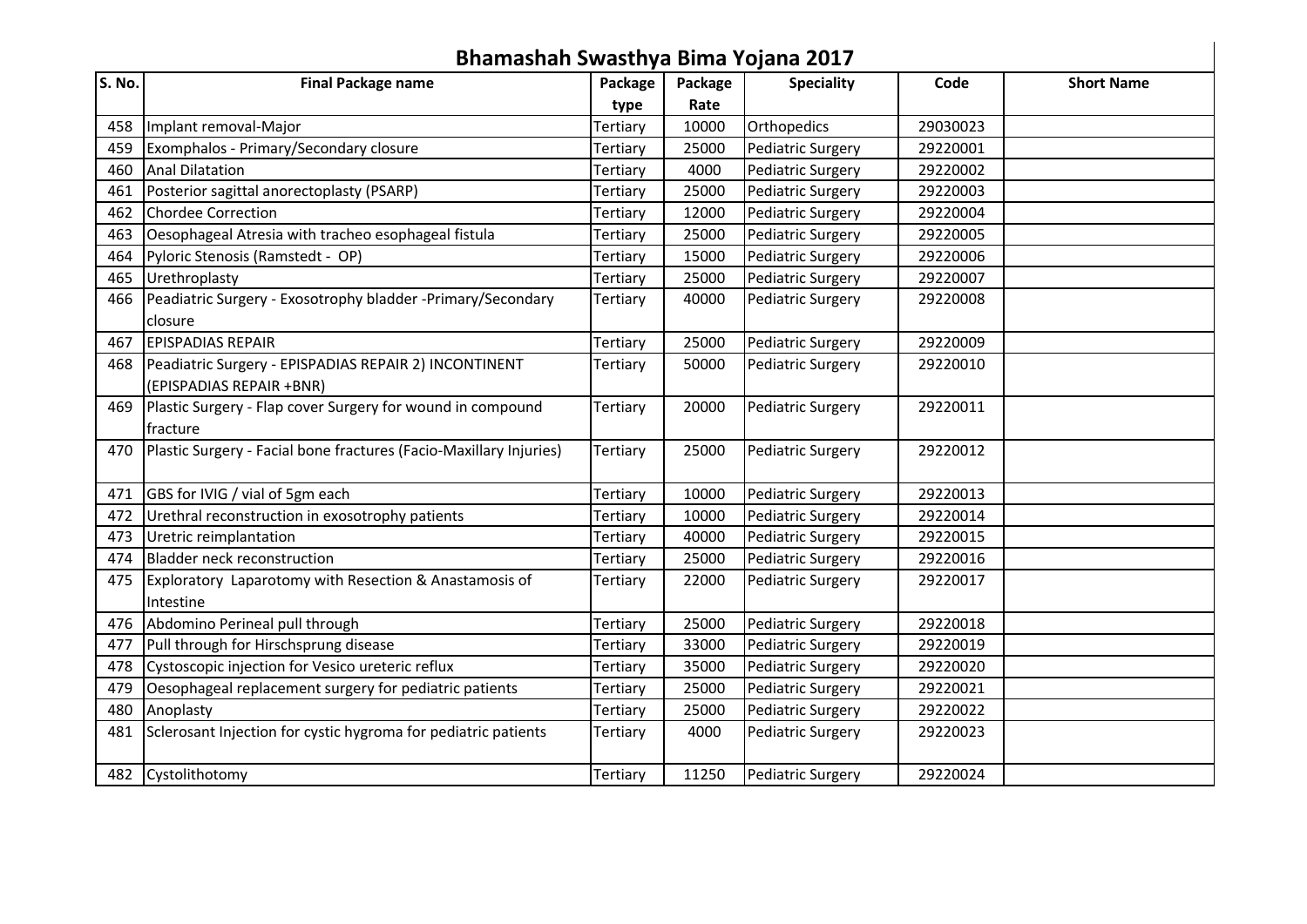# Bhamashah Swasthya Bima Yojana 2017

| S. No. | Final Package name | Package type | Package Rate | Speciality | Code | Short Name |
|---|---|---|---|---|---|---|
| 458 | Implant removal-Major | Tertiary | 10000 | Orthopedics | 29030023 | |
| 459 | Exomphalos - Primary/Secondary closure | Tertiary | 25000 | Pediatric Surgery | 29220001 | |
| 460 | Anal Dilatation | Tertiary | 4000 | Pediatric Surgery | 29220002 | |
| 461 | Posterior sagittal anorectoplasty (PSARP) | Tertiary | 25000 | Pediatric Surgery | 29220003 | |
| 462 | Chordee Correction | Tertiary | 12000 | Pediatric Surgery | 29220004 | |
| 463 | Oesophageal Atresia with tracheo esophageal fistula | Tertiary | 25000 | Pediatric Surgery | 29220005 | |
| 464 | Pyloric Stenosis (Ramstedt - OP) | Tertiary | 15000 | Pediatric Surgery | 29220006 | |
| 465 | Urethroplasty | Tertiary | 25000 | Pediatric Surgery | 29220007 | |
| 466 | Peadiatric Surgery - Exosotrophy bladder -Primary/Secondary closure | Tertiary | 40000 | Pediatric Surgery | 29220008 | |
| 467 | EPISPADIAS REPAIR | Tertiary | 25000 | Pediatric Surgery | 29220009 | |
| 468 | Peadiatric Surgery - EPISPADIAS REPAIR 2) INCONTINENT (EPISPADIAS REPAIR +BNR) | Tertiary | 50000 | Pediatric Surgery | 29220010 | |
| 469 | Plastic Surgery - Flap cover Surgery for wound in compound fracture | Tertiary | 20000 | Pediatric Surgery | 29220011 | |
| 470 | Plastic Surgery - Facial bone fractures (Facio-Maxillary Injuries) | Tertiary | 25000 | Pediatric Surgery | 29220012 | |
| 471 | GBS for IVIG / vial of 5gm each | Tertiary | 10000 | Pediatric Surgery | 29220013 | |
| 472 | Urethral reconstruction in exosotrophy patients | Tertiary | 10000 | Pediatric Surgery | 29220014 | |
| 473 | Uretric reimplantation | Tertiary | 40000 | Pediatric Surgery | 29220015 | |
| 474 | Bladder neck reconstruction | Tertiary | 25000 | Pediatric Surgery | 29220016 | |
| 475 | Exploratory Laparotomy with Resection & Anastamosis of Intestine | Tertiary | 22000 | Pediatric Surgery | 29220017 | |
| 476 | Abdomino Perineal pull through | Tertiary | 25000 | Pediatric Surgery | 29220018 | |
| 477 | Pull through for Hirschsprung disease | Tertiary | 33000 | Pediatric Surgery | 29220019 | |
| 478 | Cystoscopic injection for Vesico ureteric reflux | Tertiary | 35000 | Pediatric Surgery | 29220020 | |
| 479 | Oesophageal replacement surgery for pediatric patients | Tertiary | 25000 | Pediatric Surgery | 29220021 | |
| 480 | Anoplasty | Tertiary | 25000 | Pediatric Surgery | 29220022 | |
| 481 | Sclerosant Injection for cystic hygroma for pediatric patients | Tertiary | 4000 | Pediatric Surgery | 29220023 | |
| 482 | Cystolithotomy | Tertiary | 11250 | Pediatric Surgery | 29220024 | |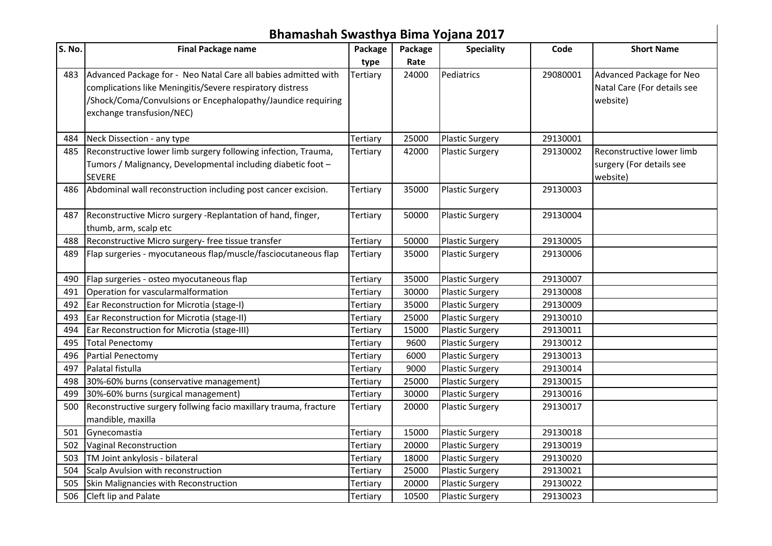# Bhamashah Swasthya Bima Yojana 2017

| S. No. | Final Package name | Package type | Package Rate | Speciality | Code | Short Name |
|---|---|---|---|---|---|---|
| 483 | Advanced Package for - Neo Natal Care all babies admitted with complications like Meningitis/Severe respiratory distress /Shock/Coma/Convulsions or Encephalopathy/Jaundice requiring exchange transfusion/NEC) | Tertiary | 24000 | Pediatrics | 29080001 | Advanced Package for Neo Natal Care (For details see website) |
| 484 | Neck Dissection - any type | Tertiary | 25000 | Plastic Surgery | 29130001 | |
| 485 | Reconstructive lower limb surgery following infection, Trauma, Tumors / Malignancy, Developmental including diabetic foot – SEVERE | Tertiary | 42000 | Plastic Surgery | 29130002 | Reconstructive lower limb surgery (For details see website) |
| 486 | Abdominal wall reconstruction including post cancer excision. | Tertiary | 35000 | Plastic Surgery | 29130003 | |
| 487 | Reconstructive Micro surgery -Replantation of hand, finger, thumb, arm, scalp etc | Tertiary | 50000 | Plastic Surgery | 29130004 | |
| 488 | Reconstructive Micro surgery- free tissue transfer | Tertiary | 50000 | Plastic Surgery | 29130005 | |
| 489 | Flap surgeries - myocutaneous flap/muscle/fasciocutaneous flap | Tertiary | 35000 | Plastic Surgery | 29130006 | |
| 490 | Flap surgeries - osteo myocutaneous flap | Tertiary | 35000 | Plastic Surgery | 29130007 | |
| 491 | Operation for vascularmalformation | Tertiary | 30000 | Plastic Surgery | 29130008 | |
| 492 | Ear Reconstruction for Microtia (stage-I) | Tertiary | 35000 | Plastic Surgery | 29130009 | |
| 493 | Ear Reconstruction for Microtia (stage-II) | Tertiary | 25000 | Plastic Surgery | 29130010 | |
| 494 | Ear Reconstruction for Microtia (stage-III) | Tertiary | 15000 | Plastic Surgery | 29130011 | |
| 495 | Total Penectomy | Tertiary | 9600 | Plastic Surgery | 29130012 | |
| 496 | Partial Penectomy | Tertiary | 6000 | Plastic Surgery | 29130013 | |
| 497 | Palatal fistulla | Tertiary | 9000 | Plastic Surgery | 29130014 | |
| 498 | 30%-60% burns (conservative management) | Tertiary | 25000 | Plastic Surgery | 29130015 | |
| 499 | 30%-60% burns (surgical management) | Tertiary | 30000 | Plastic Surgery | 29130016 | |
| 500 | Reconstructive surgery follwing facio maxillary trauma, fracture mandible, maxilla | Tertiary | 20000 | Plastic Surgery | 29130017 | |
| 501 | Gynecomastia | Tertiary | 15000 | Plastic Surgery | 29130018 | |
| 502 | Vaginal Reconstruction | Tertiary | 20000 | Plastic Surgery | 29130019 | |
| 503 | TM Joint ankylosis - bilateral | Tertiary | 18000 | Plastic Surgery | 29130020 | |
| 504 | Scalp Avulsion with reconstruction | Tertiary | 25000 | Plastic Surgery | 29130021 | |
| 505 | Skin Malignancies with Reconstruction | Tertiary | 20000 | Plastic Surgery | 29130022 | |
| 506 | Cleft lip and Palate | Tertiary | 10500 | Plastic Surgery | 29130023 | |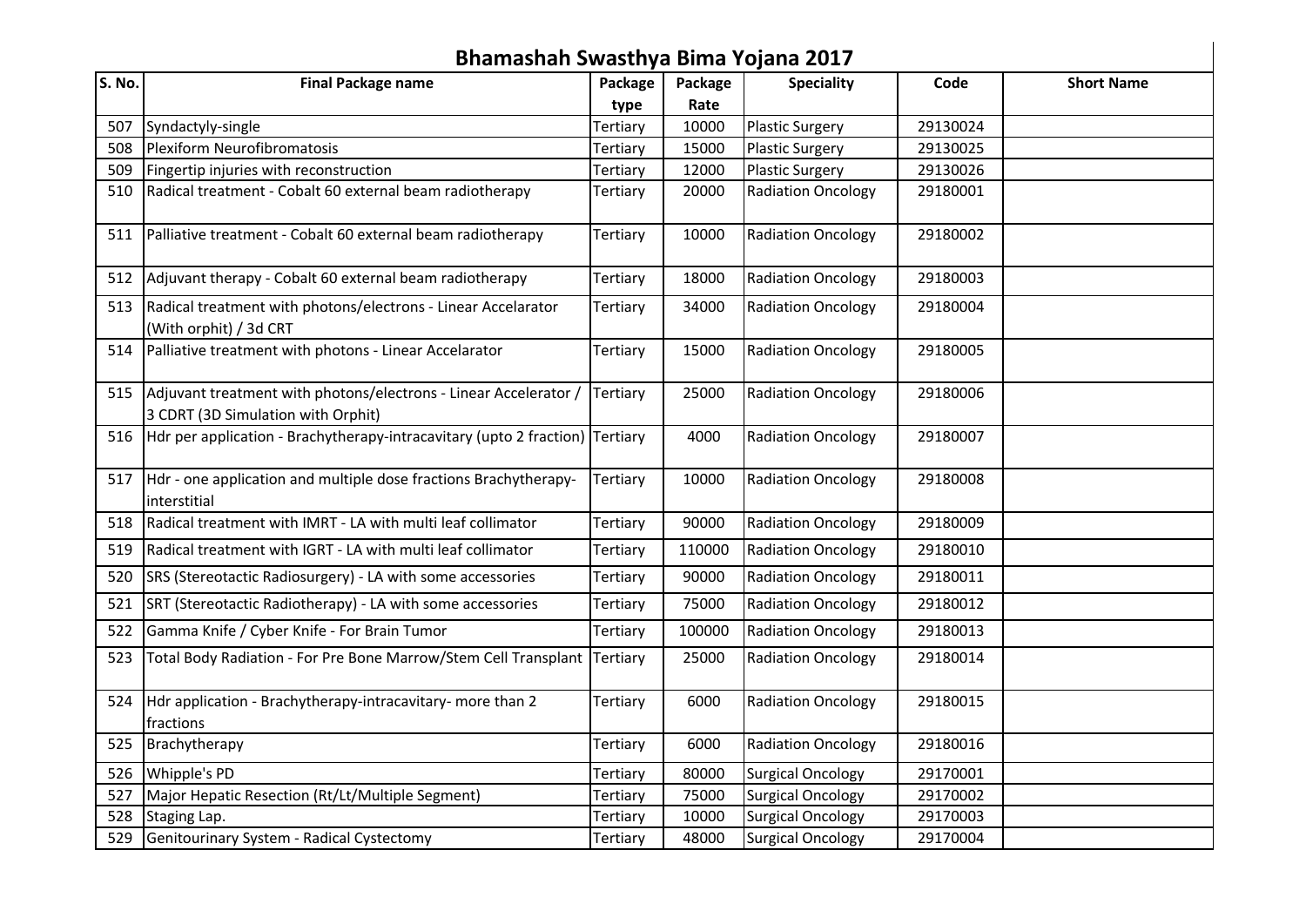# Bhamashah Swasthya Bima Yojana 2017

| S. No. | Final Package name | Package type | Package Rate | Speciality | Code | Short Name |
|---|---|---|---|---|---|---|
| 507 | Syndactyly-single | Tertiary | 10000 | Plastic Surgery | 29130024 | |
| 508 | Plexiform Neurofibromatosis | Tertiary | 15000 | Plastic Surgery | 29130025 | |
| 509 | Fingertip injuries with reconstruction | Tertiary | 12000 | Plastic Surgery | 29130026 | |
| 510 | Radical treatment - Cobalt 60 external beam radiotherapy | Tertiary | 20000 | Radiation Oncology | 29180001 | |
| 511 | Palliative treatment - Cobalt 60 external beam radiotherapy | Tertiary | 10000 | Radiation Oncology | 29180002 | |
| 512 | Adjuvant therapy - Cobalt 60 external beam radiotherapy | Tertiary | 18000 | Radiation Oncology | 29180003 | |
| 513 | Radical treatment with photons/electrons - Linear Accelarator (With orphit) / 3d CRT | Tertiary | 34000 | Radiation Oncology | 29180004 | |
| 514 | Palliative treatment with photons - Linear Accelarator | Tertiary | 15000 | Radiation Oncology | 29180005 | |
| 515 | Adjuvant treatment with photons/electrons - Linear Accelerator / 3 CDRT (3D Simulation with Orphit) | Tertiary | 25000 | Radiation Oncology | 29180006 | |
| 516 | Hdr per application - Brachytherapy-intracavitary (upto 2 fraction) | Tertiary | 4000 | Radiation Oncology | 29180007 | |
| 517 | Hdr - one application and multiple dose fractions Brachytherapy-interstitial | Tertiary | 10000 | Radiation Oncology | 29180008 | |
| 518 | Radical treatment with IMRT - LA with multi leaf collimator | Tertiary | 90000 | Radiation Oncology | 29180009 | |
| 519 | Radical treatment with IGRT - LA with multi leaf collimator | Tertiary | 110000 | Radiation Oncology | 29180010 | |
| 520 | SRS (Stereotactic Radiosurgery) - LA with some accessories | Tertiary | 90000 | Radiation Oncology | 29180011 | |
| 521 | SRT (Stereotactic Radiotherapy) - LA with some accessories | Tertiary | 75000 | Radiation Oncology | 29180012 | |
| 522 | Gamma Knife / Cyber Knife - For Brain Tumor | Tertiary | 100000 | Radiation Oncology | 29180013 | |
| 523 | Total Body Radiation - For Pre Bone Marrow/Stem Cell Transplant | Tertiary | 25000 | Radiation Oncology | 29180014 | |
| 524 | Hdr application - Brachytherapy-intracavitary- more than 2 fractions | Tertiary | 6000 | Radiation Oncology | 29180015 | |
| 525 | Brachytherapy | Tertiary | 6000 | Radiation Oncology | 29180016 | |
| 526 | Whipple's PD | Tertiary | 80000 | Surgical Oncology | 29170001 | |
| 527 | Major Hepatic Resection (Rt/Lt/Multiple Segment) | Tertiary | 75000 | Surgical Oncology | 29170002 | |
| 528 | Staging Lap. | Tertiary | 10000 | Surgical Oncology | 29170003 | |
| 529 | Genitourinary System - Radical Cystectomy | Tertiary | 48000 | Surgical Oncology | 29170004 | |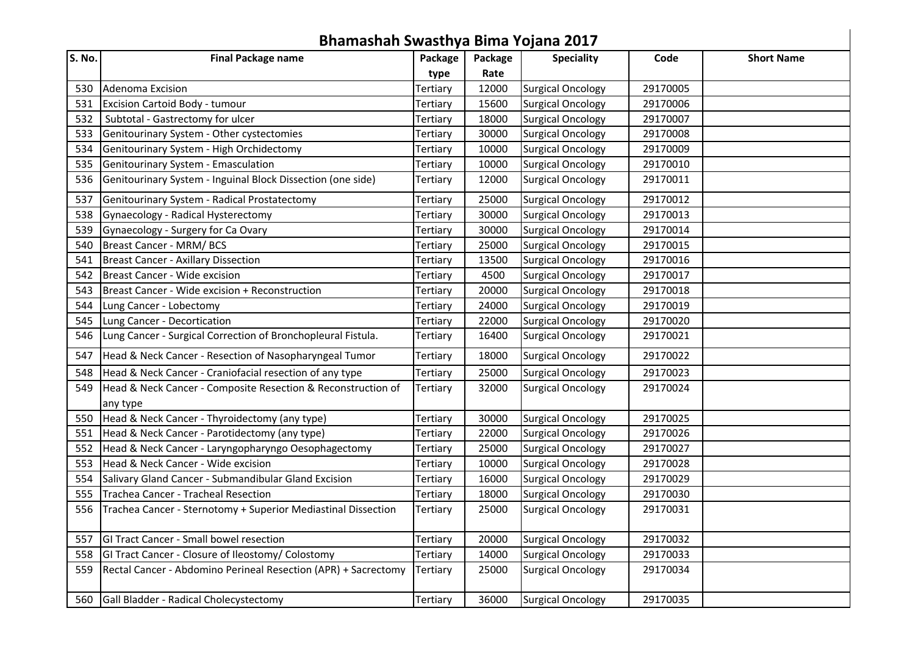# Bhamashah Swasthya Bima Yojana 2017

| S. No. | Final Package name | Package type | Package Rate | Speciality | Code | Short Name |
|---|---|---|---|---|---|---|
| 530 | Adenoma Excision | Tertiary | 12000 | Surgical Oncology | 29170005 | |
| 531 | Excision Cartoid Body - tumour | Tertiary | 15600 | Surgical Oncology | 29170006 | |
| 532 | Subtotal - Gastrectomy for ulcer | Tertiary | 18000 | Surgical Oncology | 29170007 | |
| 533 | Genitourinary System - Other cystectomies | Tertiary | 30000 | Surgical Oncology | 29170008 | |
| 534 | Genitourinary System - High Orchidectomy | Tertiary | 10000 | Surgical Oncology | 29170009 | |
| 535 | Genitourinary System - Emasculation | Tertiary | 10000 | Surgical Oncology | 29170010 | |
| 536 | Genitourinary System - Inguinal Block Dissection (one side) | Tertiary | 12000 | Surgical Oncology | 29170011 | |
| 537 | Genitourinary System - Radical Prostatectomy | Tertiary | 25000 | Surgical Oncology | 29170012 | |
| 538 | Gynaecology - Radical Hysterectomy | Tertiary | 30000 | Surgical Oncology | 29170013 | |
| 539 | Gynaecology - Surgery for Ca Ovary | Tertiary | 30000 | Surgical Oncology | 29170014 | |
| 540 | Breast Cancer - MRM/ BCS | Tertiary | 25000 | Surgical Oncology | 29170015 | |
| 541 | Breast Cancer - Axillary Dissection | Tertiary | 13500 | Surgical Oncology | 29170016 | |
| 542 | Breast Cancer - Wide excision | Tertiary | 4500 | Surgical Oncology | 29170017 | |
| 543 | Breast Cancer - Wide excision + Reconstruction | Tertiary | 20000 | Surgical Oncology | 29170018 | |
| 544 | Lung Cancer - Lobectomy | Tertiary | 24000 | Surgical Oncology | 29170019 | |
| 545 | Lung Cancer - Decortication | Tertiary | 22000 | Surgical Oncology | 29170020 | |
| 546 | Lung Cancer - Surgical Correction of Bronchopleural Fistula. | Tertiary | 16400 | Surgical Oncology | 29170021 | |
| 547 | Head & Neck Cancer - Resection of Nasopharyngeal Tumor | Tertiary | 18000 | Surgical Oncology | 29170022 | |
| 548 | Head & Neck Cancer - Craniofacial resection of any type | Tertiary | 25000 | Surgical Oncology | 29170023 | |
| 549 | Head & Neck Cancer - Composite Resection & Reconstruction of any type | Tertiary | 32000 | Surgical Oncology | 29170024 | |
| 550 | Head & Neck Cancer - Thyroidectomy (any type) | Tertiary | 30000 | Surgical Oncology | 29170025 | |
| 551 | Head & Neck Cancer - Parotidectomy (any type) | Tertiary | 22000 | Surgical Oncology | 29170026 | |
| 552 | Head & Neck Cancer - Laryngopharyngo Oesophagectomy | Tertiary | 25000 | Surgical Oncology | 29170027 | |
| 553 | Head & Neck Cancer - Wide excision | Tertiary | 10000 | Surgical Oncology | 29170028 | |
| 554 | Salivary Gland Cancer - Submandibular Gland Excision | Tertiary | 16000 | Surgical Oncology | 29170029 | |
| 555 | Trachea Cancer - Tracheal Resection | Tertiary | 18000 | Surgical Oncology | 29170030 | |
| 556 | Trachea Cancer - Sternotomy + Superior Mediastinal Dissection | Tertiary | 25000 | Surgical Oncology | 29170031 | |
| 557 | GI Tract Cancer - Small bowel resection | Tertiary | 20000 | Surgical Oncology | 29170032 | |
| 558 | GI Tract Cancer - Closure of Ileostomy/ Colostomy | Tertiary | 14000 | Surgical Oncology | 29170033 | |
| 559 | Rectal Cancer - Abdomino Perineal Resection (APR) + Sacrectomy | Tertiary | 25000 | Surgical Oncology | 29170034 | |
| 560 | Gall Bladder - Radical Cholecystectomy | Tertiary | 36000 | Surgical Oncology | 29170035 | |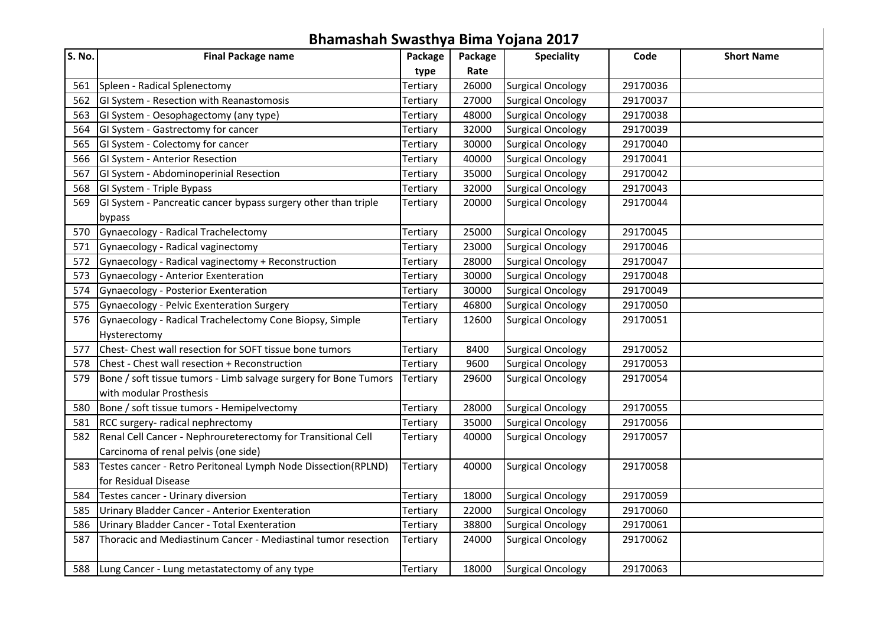# Bhamashah Swasthya Bima Yojana 2017

| S. No. | Final Package name | Package type | Package Rate | Speciality | Code | Short Name |
|---|---|---|---|---|---|---|
| 561 | Spleen - Radical Splenectomy | Tertiary | 26000 | Surgical Oncology | 29170036 | |
| 562 | GI System - Resection with Reanastomosis | Tertiary | 27000 | Surgical Oncology | 29170037 | |
| 563 | GI System - Oesophagectomy (any type) | Tertiary | 48000 | Surgical Oncology | 29170038 | |
| 564 | GI System - Gastrectomy for cancer | Tertiary | 32000 | Surgical Oncology | 29170039 | |
| 565 | GI System - Colectomy for cancer | Tertiary | 30000 | Surgical Oncology | 29170040 | |
| 566 | GI System - Anterior Resection | Tertiary | 40000 | Surgical Oncology | 29170041 | |
| 567 | GI System - Abdominoperinial Resection | Tertiary | 35000 | Surgical Oncology | 29170042 | |
| 568 | GI System - Triple Bypass | Tertiary | 32000 | Surgical Oncology | 29170043 | |
| 569 | GI System - Pancreatic cancer bypass surgery other than triple bypass | Tertiary | 20000 | Surgical Oncology | 29170044 | |
| 570 | Gynaecology - Radical Trachelectomy | Tertiary | 25000 | Surgical Oncology | 29170045 | |
| 571 | Gynaecology - Radical vaginectomy | Tertiary | 23000 | Surgical Oncology | 29170046 | |
| 572 | Gynaecology - Radical vaginectomy + Reconstruction | Tertiary | 28000 | Surgical Oncology | 29170047 | |
| 573 | Gynaecology - Anterior Exenteration | Tertiary | 30000 | Surgical Oncology | 29170048 | |
| 574 | Gynaecology - Posterior Exenteration | Tertiary | 30000 | Surgical Oncology | 29170049 | |
| 575 | Gynaecology - Pelvic Exenteration Surgery | Tertiary | 46800 | Surgical Oncology | 29170050 | |
| 576 | Gynaecology - Radical Trachelectomy Cone Biopsy, Simple Hysterectomy | Tertiary | 12600 | Surgical Oncology | 29170051 | |
| 577 | Chest- Chest wall resection for SOFT tissue bone tumors | Tertiary | 8400 | Surgical Oncology | 29170052 | |
| 578 | Chest - Chest wall resection + Reconstruction | Tertiary | 9600 | Surgical Oncology | 29170053 | |
| 579 | Bone / soft tissue tumors - Limb salvage surgery for Bone Tumors with modular Prosthesis | Tertiary | 29600 | Surgical Oncology | 29170054 | |
| 580 | Bone / soft tissue tumors - Hemipelvectomy | Tertiary | 28000 | Surgical Oncology | 29170055 | |
| 581 | RCC surgery- radical nephrectomy | Tertiary | 35000 | Surgical Oncology | 29170056 | |
| 582 | Renal Cell Cancer - Nephroureterectomy for Transitional Cell Carcinoma of renal pelvis (one side) | Tertiary | 40000 | Surgical Oncology | 29170057 | |
| 583 | Testes cancer - Retro Peritoneal Lymph Node Dissection(RPLND) for Residual Disease | Tertiary | 40000 | Surgical Oncology | 29170058 | |
| 584 | Testes cancer - Urinary diversion | Tertiary | 18000 | Surgical Oncology | 29170059 | |
| 585 | Urinary Bladder Cancer - Anterior Exenteration | Tertiary | 22000 | Surgical Oncology | 29170060 | |
| 586 | Urinary Bladder Cancer - Total Exenteration | Tertiary | 38800 | Surgical Oncology | 29170061 | |
| 587 | Thoracic and Mediastinum Cancer - Mediastinal tumor resection | Tertiary | 24000 | Surgical Oncology | 29170062 | |
| 588 | Lung Cancer - Lung metastatectomy of any type | Tertiary | 18000 | Surgical Oncology | 29170063 | |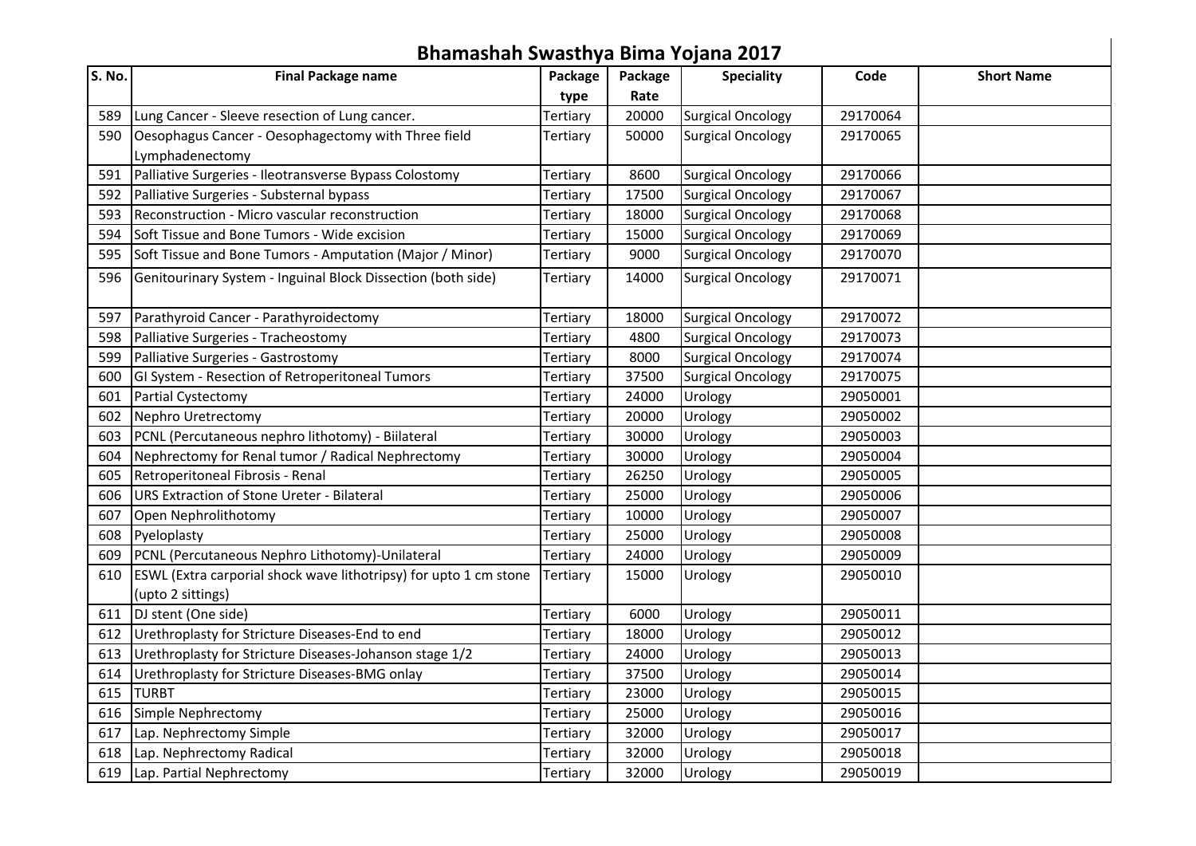# Bhamashah Swasthya Bima Yojana 2017

| S. No. | Final Package name | Package type | Package Rate | Speciality | Code | Short Name |
|---|---|---|---|---|---|---|
| 589 | Lung Cancer - Sleeve resection of Lung cancer. | Tertiary | 20000 | Surgical Oncology | 29170064 | |
| 590 | Oesophagus Cancer - Oesophagectomy with Three field Lymphadenectomy | Tertiary | 50000 | Surgical Oncology | 29170065 | |
| 591 | Palliative Surgeries - Ileotransverse Bypass Colostomy | Tertiary | 8600 | Surgical Oncology | 29170066 | |
| 592 | Palliative Surgeries - Substernal bypass | Tertiary | 17500 | Surgical Oncology | 29170067 | |
| 593 | Reconstruction - Micro vascular reconstruction | Tertiary | 18000 | Surgical Oncology | 29170068 | |
| 594 | Soft Tissue and Bone Tumors - Wide excision | Tertiary | 15000 | Surgical Oncology | 29170069 | |
| 595 | Soft Tissue and Bone Tumors - Amputation (Major / Minor) | Tertiary | 9000 | Surgical Oncology | 29170070 | |
| 596 | Genitourinary System - Inguinal Block Dissection (both side) | Tertiary | 14000 | Surgical Oncology | 29170071 | |
| 597 | Parathyroid Cancer - Parathyroidectomy | Tertiary | 18000 | Surgical Oncology | 29170072 | |
| 598 | Palliative Surgeries - Tracheostomy | Tertiary | 4800 | Surgical Oncology | 29170073 | |
| 599 | Palliative Surgeries - Gastrostomy | Tertiary | 8000 | Surgical Oncology | 29170074 | |
| 600 | GI System - Resection of Retroperitoneal Tumors | Tertiary | 37500 | Surgical Oncology | 29170075 | |
| 601 | Partial Cystectomy | Tertiary | 24000 | Urology | 29050001 | |
| 602 | Nephro Uretrectomy | Tertiary | 20000 | Urology | 29050002 | |
| 603 | PCNL (Percutaneous nephro lithotomy) - Biilateral | Tertiary | 30000 | Urology | 29050003 | |
| 604 | Nephrectomy for Renal tumor / Radical Nephrectomy | Tertiary | 30000 | Urology | 29050004 | |
| 605 | Retroperitoneal Fibrosis - Renal | Tertiary | 26250 | Urology | 29050005 | |
| 606 | URS Extraction of Stone Ureter - Bilateral | Tertiary | 25000 | Urology | 29050006 | |
| 607 | Open Nephrolithotomy | Tertiary | 10000 | Urology | 29050007 | |
| 608 | Pyeloplasty | Tertiary | 25000 | Urology | 29050008 | |
| 609 | PCNL (Percutaneous Nephro Lithotomy)-Unilateral | Tertiary | 24000 | Urology | 29050009 | |
| 610 | ESWL (Extra carporial shock wave lithotripsy) for upto 1 cm stone (upto 2 sittings) | Tertiary | 15000 | Urology | 29050010 | |
| 611 | DJ stent (One side) | Tertiary | 6000 | Urology | 29050011 | |
| 612 | Urethroplasty for Stricture Diseases-End to end | Tertiary | 18000 | Urology | 29050012 | |
| 613 | Urethroplasty for Stricture Diseases-Johanson stage 1/2 | Tertiary | 24000 | Urology | 29050013 | |
| 614 | Urethroplasty for Stricture Diseases-BMG onlay | Tertiary | 37500 | Urology | 29050014 | |
| 615 | TURBT | Tertiary | 23000 | Urology | 29050015 | |
| 616 | Simple Nephrectomy | Tertiary | 25000 | Urology | 29050016 | |
| 617 | Lap. Nephrectomy Simple | Tertiary | 32000 | Urology | 29050017 | |
| 618 | Lap. Nephrectomy Radical | Tertiary | 32000 | Urology | 29050018 | |
| 619 | Lap. Partial Nephrectomy | Tertiary | 32000 | Urology | 29050019 | |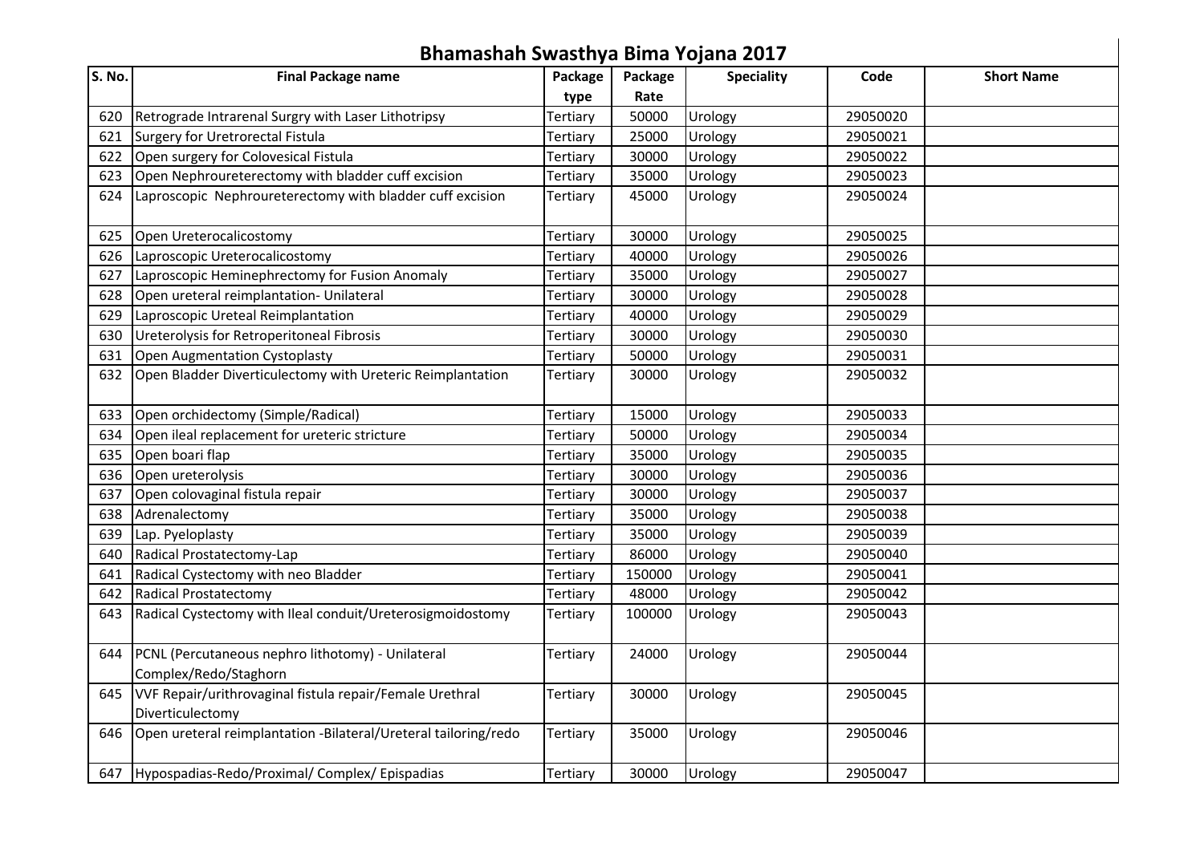# Bhamashah Swasthya Bima Yojana 2017

| S. No. | Final Package name | Package type | Package Rate | Speciality | Code | Short Name |
|---|---|---|---|---|---|---|
| 620 | Retrograde Intrarenal Surgry with Laser Lithotripsy | Tertiary | 50000 | Urology | 29050020 | |
| 621 | Surgery for Uretrorectal Fistula | Tertiary | 25000 | Urology | 29050021 | |
| 622 | Open surgery for Colovesical Fistula | Tertiary | 30000 | Urology | 29050022 | |
| 623 | Open Nephroureterectomy with bladder cuff excision | Tertiary | 35000 | Urology | 29050023 | |
| 624 | Laproscopic Nephroureterectomy with bladder cuff excision | Tertiary | 45000 | Urology | 29050024 | |
| 625 | Open Ureterocalicostomy | Tertiary | 30000 | Urology | 29050025 | |
| 626 | Laproscopic Ureterocalicostomy | Tertiary | 40000 | Urology | 29050026 | |
| 627 | Laproscopic Heminephrectomy for Fusion Anomaly | Tertiary | 35000 | Urology | 29050027 | |
| 628 | Open ureteral reimplantation- Unilateral | Tertiary | 30000 | Urology | 29050028 | |
| 629 | Laproscopic Ureteal Reimplantation | Tertiary | 40000 | Urology | 29050029 | |
| 630 | Ureterolysis for Retroperitoneal Fibrosis | Tertiary | 30000 | Urology | 29050030 | |
| 631 | Open Augmentation Cystoplasty | Tertiary | 50000 | Urology | 29050031 | |
| 632 | Open Bladder Diverticulectomy with Ureteric Reimplantation | Tertiary | 30000 | Urology | 29050032 | |
| 633 | Open orchidectomy (Simple/Radical) | Tertiary | 15000 | Urology | 29050033 | |
| 634 | Open ileal replacement for ureteric stricture | Tertiary | 50000 | Urology | 29050034 | |
| 635 | Open boari flap | Tertiary | 35000 | Urology | 29050035 | |
| 636 | Open ureterolysis | Tertiary | 30000 | Urology | 29050036 | |
| 637 | Open colovaginal fistula repair | Tertiary | 30000 | Urology | 29050037 | |
| 638 | Adrenalectomy | Tertiary | 35000 | Urology | 29050038 | |
| 639 | Lap. Pyeloplasty | Tertiary | 35000 | Urology | 29050039 | |
| 640 | Radical Prostatectomy-Lap | Tertiary | 86000 | Urology | 29050040 | |
| 641 | Radical Cystectomy with neo Bladder | Tertiary | 150000 | Urology | 29050041 | |
| 642 | Radical Prostatectomy | Tertiary | 48000 | Urology | 29050042 | |
| 643 | Radical Cystectomy with Ileal conduit/Ureterosigmoidostomy | Tertiary | 100000 | Urology | 29050043 | |
| 644 | PCNL (Percutaneous nephro lithotomy) - Unilateral Complex/Redo/Staghorn | Tertiary | 24000 | Urology | 29050044 | |
| 645 | VVF Repair/urithrovaginal fistula repair/Female Urethral Diverticulectomy | Tertiary | 30000 | Urology | 29050045 | |
| 646 | Open ureteral reimplantation -Bilateral/Ureteral tailoring/redo | Tertiary | 35000 | Urology | 29050046 | |
| 647 | Hypospadias-Redo/Proximal/ Complex/ Epispadias | Tertiary | 30000 | Urology | 29050047 | |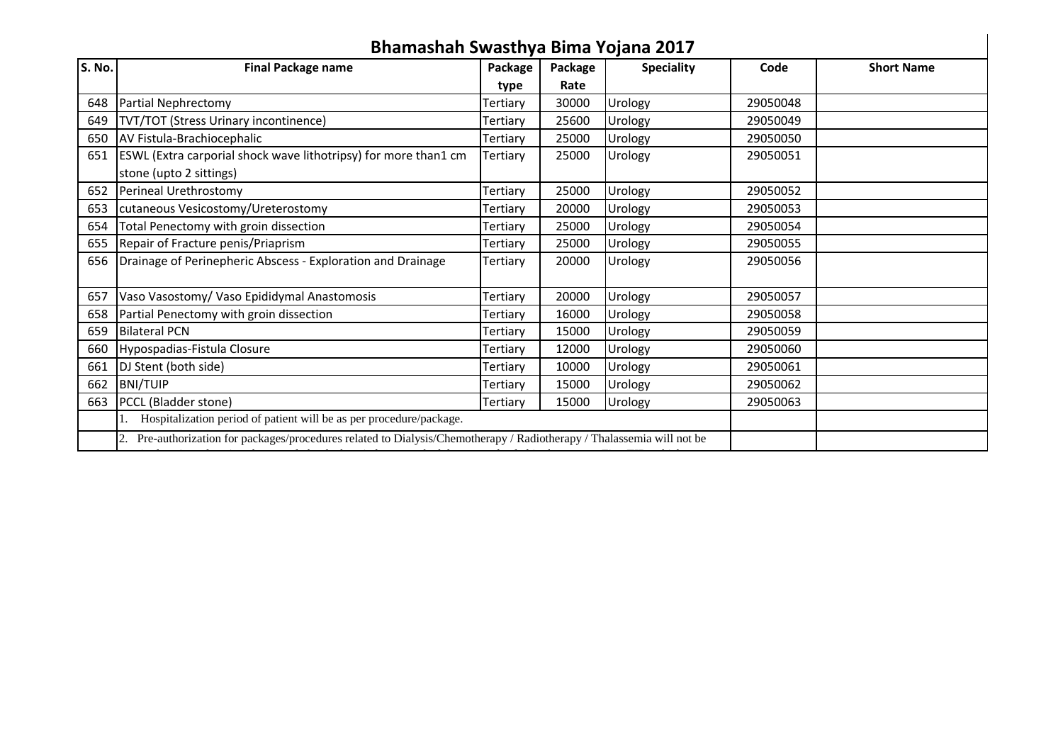# Bhamashah Swasthya Bima Yojana 2017

| S. No. | Final Package name | Package type | Package Rate | Speciality | Code | Short Name |
|---|---|---|---|---|---|---|
| 648 | Partial Nephrectomy | Tertiary | 30000 | Urology | 29050048 | |
| 649 | TVT/TOT (Stress Urinary incontinence) | Tertiary | 25600 | Urology | 29050049 | |
| 650 | AV Fistula-Brachiocephalic | Tertiary | 25000 | Urology | 29050050 | |
| 651 | ESWL (Extra carporial shock wave lithotripsy) for more than1 cm stone (upto 2 sittings) | Tertiary | 25000 | Urology | 29050051 | |
| 652 | Perineal Urethrostomy | Tertiary | 25000 | Urology | 29050052 | |
| 653 | cutaneous Vesicostomy/Ureterostomy | Tertiary | 20000 | Urology | 29050053 | |
| 654 | Total Penectomy with groin dissection | Tertiary | 25000 | Urology | 29050054 | |
| 655 | Repair of Fracture penis/Priaprism | Tertiary | 25000 | Urology | 29050055 | |
| 656 | Drainage of Perinepheric Abscess - Exploration and Drainage | Tertiary | 20000 | Urology | 29050056 | |
| 657 | Vaso Vasostomy/ Vaso Epididymal Anastomosis | Tertiary | 20000 | Urology | 29050057 | |
| 658 | Partial Penectomy with groin dissection | Tertiary | 16000 | Urology | 29050058 | |
| 659 | Bilateral PCN | Tertiary | 15000 | Urology | 29050059 | |
| 660 | Hypospadias-Fistula Closure | Tertiary | 12000 | Urology | 29050060 | |
| 661 | DJ Stent (both side) | Tertiary | 10000 | Urology | 29050061 | |
| 662 | BNI/TUIP | Tertiary | 15000 | Urology | 29050062 | |
| 663 | PCCL (Bladder stone) | Tertiary | 15000 | Urology | 29050063 | |
| | 1. Hospitalization period of patient will be as per procedure/package. | | | | | |
| | 2. Pre-authorization for packages/procedures related to Dialysis/Chemotherapy / Radiotherapy / Thalassemia will not be | | | | | |